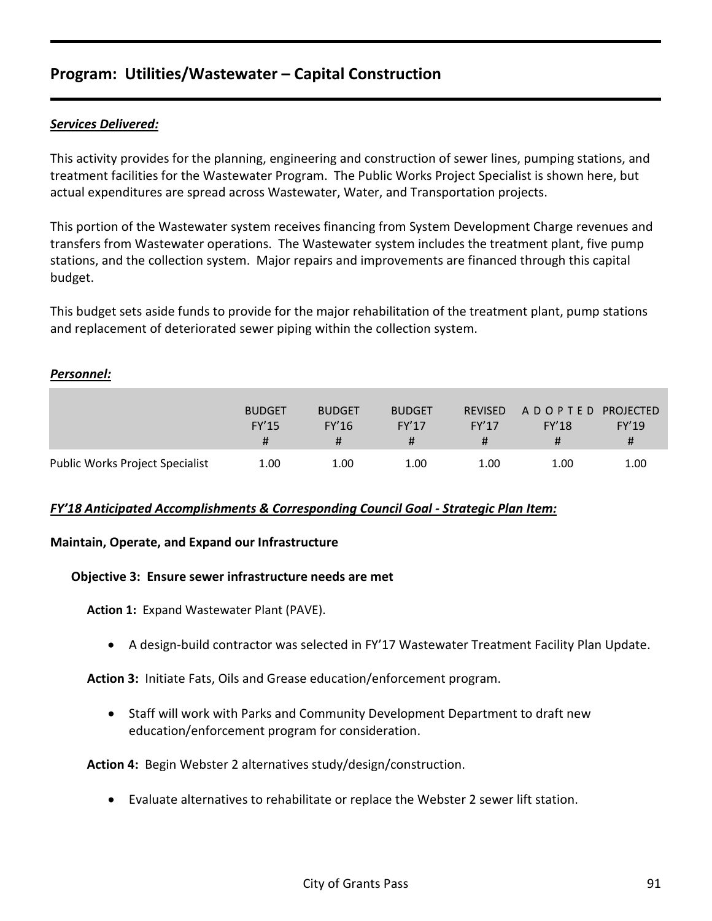## Program: Utilities/Wastewater – Capital Construction

***Services Delivered:***

This activity provides for the planning, engineering and construction of sewer lines, pumping stations, and treatment facilities for the Wastewater Program. The Public Works Project Specialist is shown here, but actual expenditures are spread across Wastewater, Water, and Transportation projects.

This portion of the Wastewater system receives financing from System Development Charge revenues and transfers from Wastewater operations. The Wastewater system includes the treatment plant, five pump stations, and the collection system. Major repairs and improvements are financed through this capital budget.

This budget sets aside funds to provide for the major rehabilitation of the treatment plant, pump stations and replacement of deteriorated sewer piping within the collection system.

***Personnel:***

| | BUDGET FY'15 # | BUDGET FY'16 # | BUDGET FY'17 # | REVISED FY'17 # | ADOPTED FY'18 # | PROJECTED FY'19 # |
|---|---|---|---|---|---|---|
| Public Works Project Specialist | 1.00 | 1.00 | 1.00 | 1.00 | 1.00 | 1.00 |

***FY'18 Anticipated Accomplishments & Corresponding Council Goal - Strategic Plan Item:***

**Maintain, Operate, and Expand our Infrastructure**

**Objective 3: Ensure sewer infrastructure needs are met**

**Action 1:** Expand Wastewater Plant (PAVE).

- A design-build contractor was selected in FY'17 Wastewater Treatment Facility Plan Update.

**Action 3:** Initiate Fats, Oils and Grease education/enforcement program.

- Staff will work with Parks and Community Development Department to draft new education/enforcement program for consideration.

**Action 4:** Begin Webster 2 alternatives study/design/construction.

- Evaluate alternatives to rehabilitate or replace the Webster 2 sewer lift station.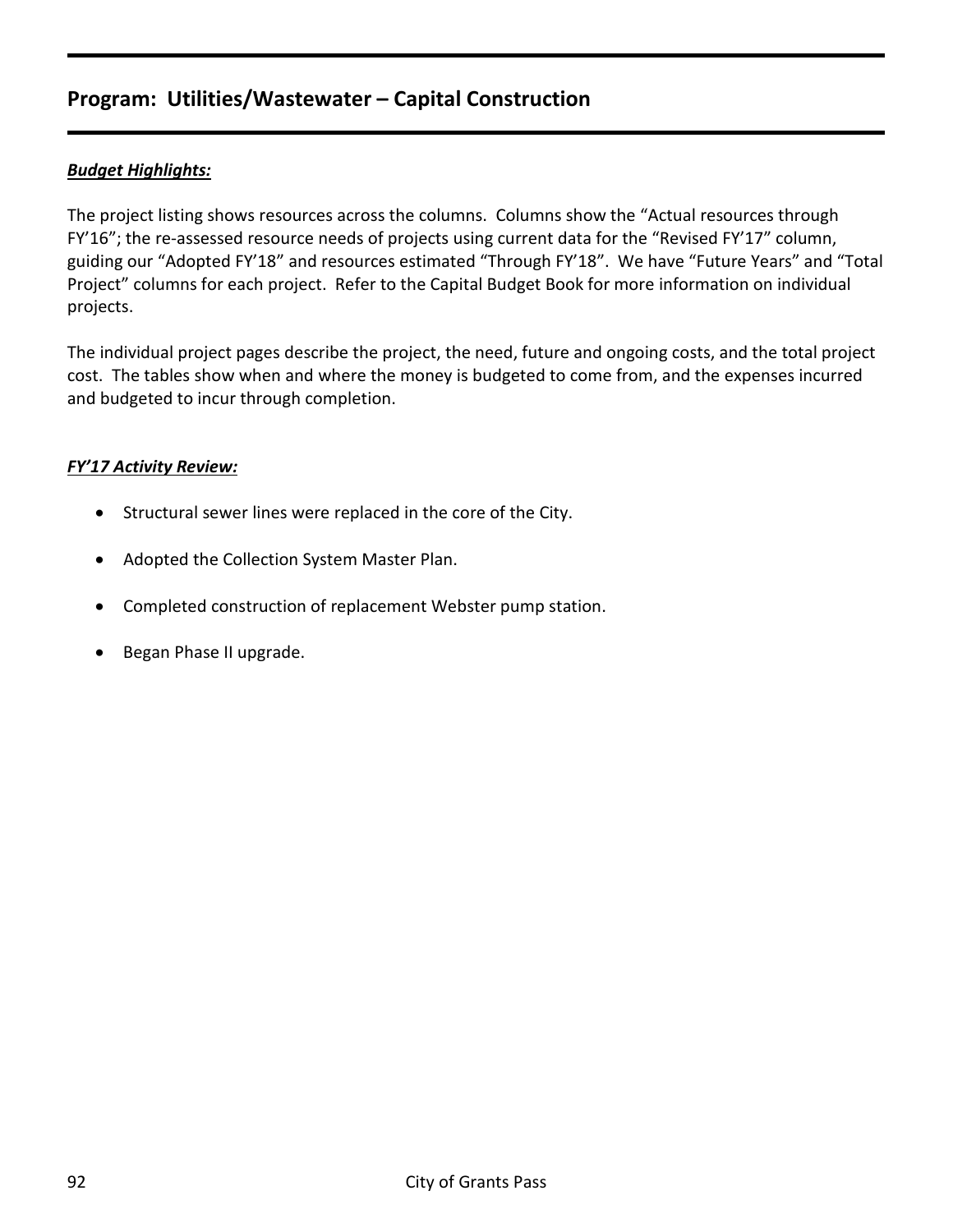## Program: Utilities/Wastewater – Capital Construction

***Budget Highlights:***

The project listing shows resources across the columns. Columns show the "Actual resources through FY'16"; the re-assessed resource needs of projects using current data for the "Revised FY'17" column, guiding our "Adopted FY'18" and resources estimated "Through FY'18". We have "Future Years" and "Total Project" columns for each project. Refer to the Capital Budget Book for more information on individual projects.

The individual project pages describe the project, the need, future and ongoing costs, and the total project cost. The tables show when and where the money is budgeted to come from, and the expenses incurred and budgeted to incur through completion.

***FY'17 Activity Review:***

- Structural sewer lines were replaced in the core of the City.
- Adopted the Collection System Master Plan.
- Completed construction of replacement Webster pump station.
- Began Phase II upgrade.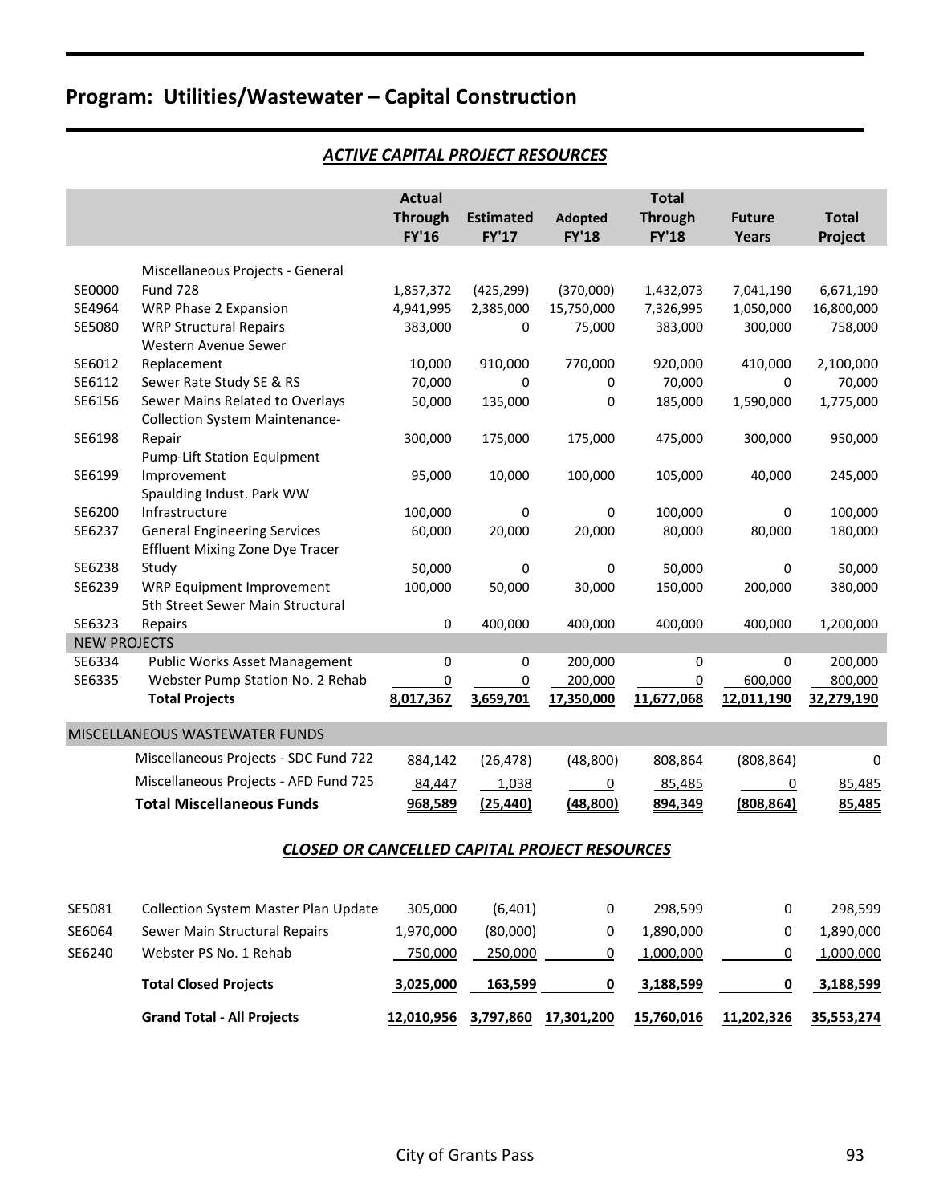# Program: Utilities/Wastewater – Capital Construction

## *ACTIVE CAPITAL PROJECT RESOURCES*

| | | Actual Through FY'16 | Estimated FY'17 | Adopted FY'18 | Total Through FY'18 | Future Years | Total Project |
|---|---|---|---|---|---|---|---|
| SE0000 | Miscellaneous Projects - General Fund 728 | 1,857,372 | (425,299) | (370,000) | 1,432,073 | 7,041,190 | 6,671,190 |
| SE4964 | WRP Phase 2 Expansion | 4,941,995 | 2,385,000 | 15,750,000 | 7,326,995 | 1,050,000 | 16,800,000 |
| SE5080 | WRP Structural Repairs | 383,000 | 0 | 75,000 | 383,000 | 300,000 | 758,000 |
| SE6012 | Western Avenue Sewer Replacement | 10,000 | 910,000 | 770,000 | 920,000 | 410,000 | 2,100,000 |
| SE6112 | Sewer Rate Study SE & RS | 70,000 | 0 | 0 | 70,000 | 0 | 70,000 |
| SE6156 | Sewer Mains Related to Overlays | 50,000 | 135,000 | 0 | 185,000 | 1,590,000 | 1,775,000 |
| SE6198 | Collection System Maintenance-Repair | 300,000 | 175,000 | 175,000 | 475,000 | 300,000 | 950,000 |
| SE6199 | Pump-Lift Station Equipment Improvement | 95,000 | 10,000 | 100,000 | 105,000 | 40,000 | 245,000 |
| SE6200 | Spaulding Indust. Park WW Infrastructure | 100,000 | 0 | 0 | 100,000 | 0 | 100,000 |
| SE6237 | General Engineering Services | 60,000 | 20,000 | 20,000 | 80,000 | 80,000 | 180,000 |
| SE6238 | Effluent Mixing Zone Dye Tracer Study | 50,000 | 0 | 0 | 50,000 | 0 | 50,000 |
| SE6239 | WRP Equipment Improvement | 100,000 | 50,000 | 30,000 | 150,000 | 200,000 | 380,000 |
| SE6323 | 5th Street Sewer Main Structural Repairs | 0 | 400,000 | 400,000 | 400,000 | 400,000 | 1,200,000 |
| NEW PROJECTS | | | | | | | |
| SE6334 | Public Works Asset Management | 0 | 0 | 200,000 | 0 | 0 | 200,000 |
| SE6335 | Webster Pump Station No. 2 Rehab | 0 | 0 | 200,000 | 0 | 600,000 | 800,000 |
| | **Total Projects** | **8,017,367** | **3,659,701** | **17,350,000** | **11,677,068** | **12,011,190** | **32,279,190** |
| MISCELLANEOUS WASTEWATER FUNDS | | | | | | | |
| | Miscellaneous Projects - SDC Fund 722 | 884,142 | (26,478) | (48,800) | 808,864 | (808,864) | 0 |
| | Miscellaneous Projects - AFD Fund 725 | 84,447 | 1,038 | 0 | 85,485 | 0 | 85,485 |
| | **Total Miscellaneous Funds** | **968,589** | **(25,440)** | **(48,800)** | **894,349** | **(808,864)** | **85,485** |

## *CLOSED OR CANCELLED CAPITAL PROJECT RESOURCES*

| | | Actual Through FY'16 | Estimated FY'17 | Adopted FY'18 | Total Through FY'18 | Future Years | Total Project |
|---|---|---|---|---|---|---|---|
| SE5081 | Collection System Master Plan Update | 305,000 | (6,401) | 0 | 298,599 | 0 | 298,599 |
| SE6064 | Sewer Main Structural Repairs | 1,970,000 | (80,000) | 0 | 1,890,000 | 0 | 1,890,000 |
| SE6240 | Webster PS No. 1 Rehab | 750,000 | 250,000 | 0 | 1,000,000 | 0 | 1,000,000 |
| | **Total Closed Projects** | **3,025,000** | **163,599** | **0** | **3,188,599** | **0** | **3,188,599** |
| | **Grand Total - All Projects** | **12,010,956** | **3,797,860** | **17,301,200** | **15,760,016** | **11,202,326** | **35,553,274** |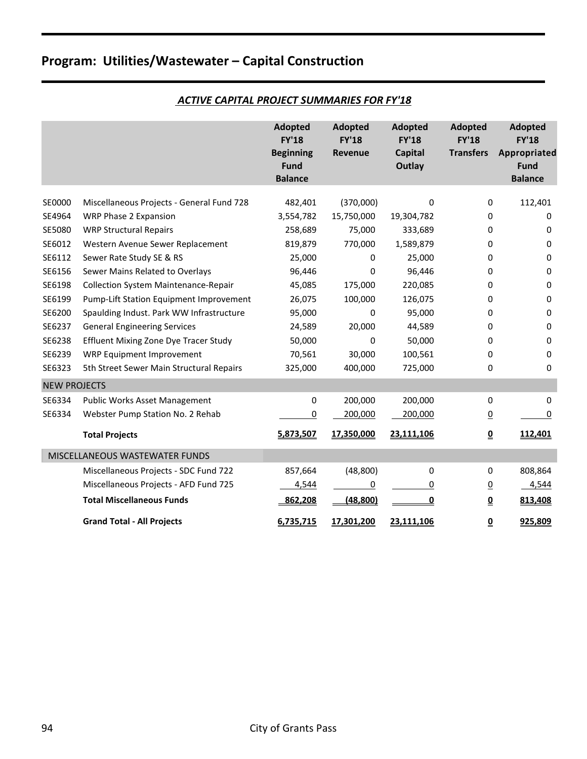# Program: Utilities/Wastewater – Capital Construction

## *ACTIVE CAPITAL PROJECT SUMMARIES FOR FY'18*

| | | Adopted FY'18 Beginning Fund Balance | Adopted FY'18 Revenue | Adopted FY'18 Capital Outlay | Adopted FY'18 Transfers | Adopted FY'18 Appropriated Fund Balance |
|---|---|---|---|---|---|---|
| SE0000 | Miscellaneous Projects - General Fund 728 | 482,401 | (370,000) | 0 | 0 | 112,401 |
| SE4964 | WRP Phase 2 Expansion | 3,554,782 | 15,750,000 | 19,304,782 | 0 | 0 |
| SE5080 | WRP Structural Repairs | 258,689 | 75,000 | 333,689 | 0 | 0 |
| SE6012 | Western Avenue Sewer Replacement | 819,879 | 770,000 | 1,589,879 | 0 | 0 |
| SE6112 | Sewer Rate Study SE & RS | 25,000 | 0 | 25,000 | 0 | 0 |
| SE6156 | Sewer Mains Related to Overlays | 96,446 | 0 | 96,446 | 0 | 0 |
| SE6198 | Collection System Maintenance-Repair | 45,085 | 175,000 | 220,085 | 0 | 0 |
| SE6199 | Pump-Lift Station Equipment Improvement | 26,075 | 100,000 | 126,075 | 0 | 0 |
| SE6200 | Spaulding Indust. Park WW Infrastructure | 95,000 | 0 | 95,000 | 0 | 0 |
| SE6237 | General Engineering Services | 24,589 | 20,000 | 44,589 | 0 | 0 |
| SE6238 | Effluent Mixing Zone Dye Tracer Study | 50,000 | 0 | 50,000 | 0 | 0 |
| SE6239 | WRP Equipment Improvement | 70,561 | 30,000 | 100,561 | 0 | 0 |
| SE6323 | 5th Street Sewer Main Structural Repairs | 325,000 | 400,000 | 725,000 | 0 | 0 |
| NEW PROJECTS | | | | | | |
| SE6334 | Public Works Asset Management | 0 | 200,000 | 200,000 | 0 | 0 |
| SE6334 | Webster Pump Station No. 2 Rehab | 0 | 200,000 | 200,000 | 0 | 0 |
| | **Total Projects** | **5,873,507** | **17,350,000** | **23,111,106** | **0** | **112,401** |
| MISCELLANEOUS WASTEWATER FUNDS | | | | | | |
| | Miscellaneous Projects - SDC Fund 722 | 857,664 | (48,800) | 0 | 0 | 808,864 |
| | Miscellaneous Projects - AFD Fund 725 | 4,544 | 0 | 0 | 0 | 4,544 |
| | **Total Miscellaneous Funds** | **862,208** | **(48,800)** | **0** | **0** | **813,408** |
| | **Grand Total - All Projects** | **6,735,715** | **17,301,200** | **23,111,106** | **0** | **925,809** |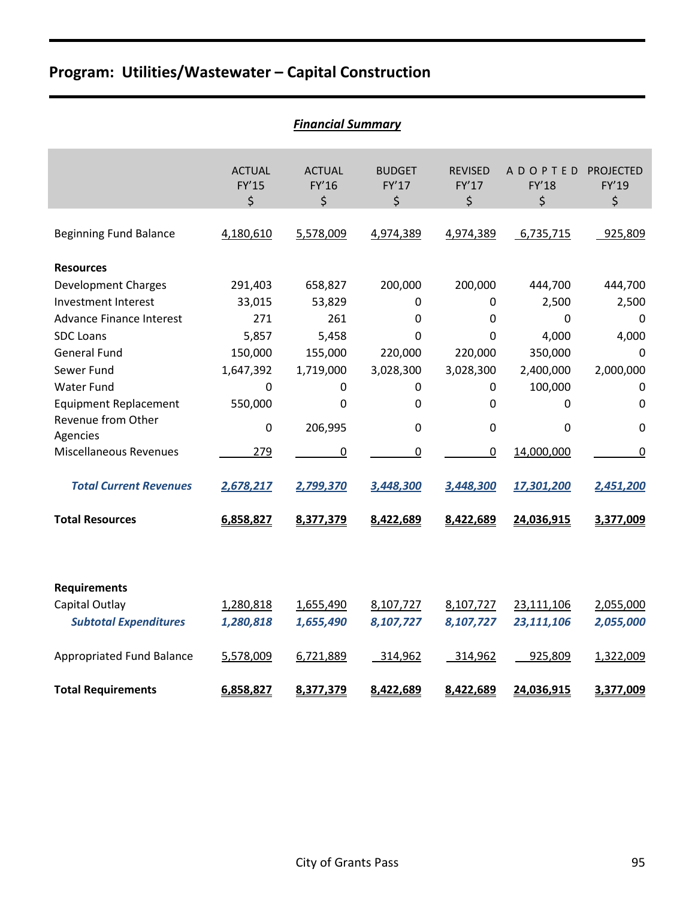## Program: Utilities/Wastewater – Capital Construction

***Financial Summary***

| | ACTUAL FY'15 $ | ACTUAL FY'16 $ | BUDGET FY'17 $ | REVISED FY'17 $ | ADOPTED FY'18 $ | PROJECTED FY'19 $ |
|---|---|---|---|---|---|---|
| Beginning Fund Balance | 4,180,610 | 5,578,009 | 4,974,389 | 4,974,389 | 6,735,715 | 925,809 |
| **Resources** | | | | | | |
| Development Charges | 291,403 | 658,827 | 200,000 | 200,000 | 444,700 | 444,700 |
| Investment Interest | 33,015 | 53,829 | 0 | 0 | 2,500 | 2,500 |
| Advance Finance Interest | 271 | 261 | 0 | 0 | 0 | 0 |
| SDC Loans | 5,857 | 5,458 | 0 | 0 | 4,000 | 4,000 |
| General Fund | 150,000 | 155,000 | 220,000 | 220,000 | 350,000 | 0 |
| Sewer Fund | 1,647,392 | 1,719,000 | 3,028,300 | 3,028,300 | 2,400,000 | 2,000,000 |
| Water Fund | 0 | 0 | 0 | 0 | 100,000 | 0 |
| Equipment Replacement | 550,000 | 0 | 0 | 0 | 0 | 0 |
| Revenue from Other Agencies | 0 | 206,995 | 0 | 0 | 0 | 0 |
| Miscellaneous Revenues | 279 | 0 | 0 | 0 | 14,000,000 | 0 |
| ***Total Current Revenues*** | ***2,678,217*** | ***2,799,370*** | ***3,448,300*** | ***3,448,300*** | ***17,301,200*** | ***2,451,200*** |
| **Total Resources** | **6,858,827** | **8,377,379** | **8,422,689** | **8,422,689** | **24,036,915** | **3,377,009** |
| **Requirements** | | | | | | |
| Capital Outlay | 1,280,818 | 1,655,490 | 8,107,727 | 8,107,727 | 23,111,106 | 2,055,000 |
| ***Subtotal Expenditures*** | ***1,280,818*** | ***1,655,490*** | ***8,107,727*** | ***8,107,727*** | ***23,111,106*** | ***2,055,000*** |
| Appropriated Fund Balance | 5,578,009 | 6,721,889 | 314,962 | 314,962 | 925,809 | 1,322,009 |
| **Total Requirements** | **6,858,827** | **8,377,379** | **8,422,689** | **8,422,689** | **24,036,915** | **3,377,009** |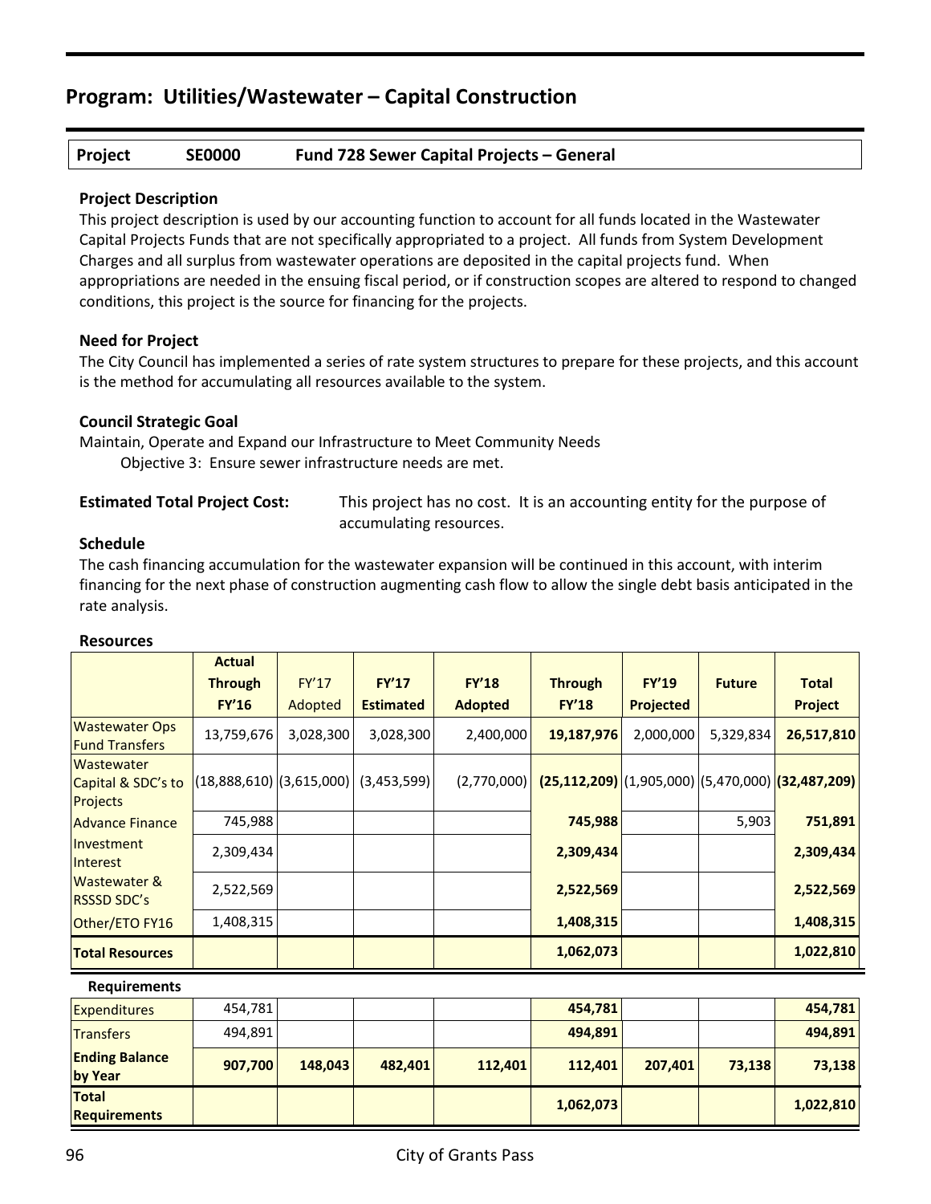# Program: Utilities/Wastewater – Capital Construction

| Project | SE0000 | Fund 728 Sewer Capital Projects – General |
|---|---|---|

### Project Description

This project description is used by our accounting function to account for all funds located in the Wastewater Capital Projects Funds that are not specifically appropriated to a project. All funds from System Development Charges and all surplus from wastewater operations are deposited in the capital projects fund. When appropriations are needed in the ensuing fiscal period, or if construction scopes are altered to respond to changed conditions, this project is the source for financing for the projects.

### Need for Project

The City Council has implemented a series of rate system structures to prepare for these projects, and this account is the method for accumulating all resources available to the system.

### Council Strategic Goal

Maintain, Operate and Expand our Infrastructure to Meet Community Needs

Objective 3: Ensure sewer infrastructure needs are met.

**Estimated Total Project Cost:** This project has no cost. It is an accounting entity for the purpose of accumulating resources.

### Schedule

The cash financing accumulation for the wastewater expansion will be continued in this account, with interim financing for the next phase of construction augmenting cash flow to allow the single debt basis anticipated in the rate analysis.

### Resources

| | Actual Through FY'16 | FY'17 Adopted | FY'17 Estimated | FY'18 Adopted | Through FY'18 | FY'19 Projected | Future | Total Project |
|---|---|---|---|---|---|---|---|---|
| Wastewater Ops Fund Transfers | 13,759,676 | 3,028,300 | 3,028,300 | 2,400,000 | **19,187,976** | 2,000,000 | 5,329,834 | **26,517,810** |
| Wastewater Capital & SDC's to Projects | (18,888,610) | (3,615,000) | (3,453,599) | (2,770,000) | **(25,112,209)** | (1,905,000) | (5,470,000) | **(32,487,209)** |
| Advance Finance | 745,988 | | | | **745,988** | | 5,903 | **751,891** |
| Investment Interest | 2,309,434 | | | | **2,309,434** | | | **2,309,434** |
| Wastewater & RSSSD SDC's | 2,522,569 | | | | **2,522,569** | | | **2,522,569** |
| Other/ETO FY16 | 1,408,315 | | | | **1,408,315** | | | **1,408,315** |
| **Total Resources** | | | | | **1,062,073** | | | **1,022,810** |
| **Requirements** | | | | | | | | |
| Expenditures | 454,781 | | | | **454,781** | | | **454,781** |
| Transfers | 494,891 | | | | **494,891** | | | **494,891** |
| **Ending Balance by Year** | **907,700** | **148,043** | **482,401** | **112,401** | **112,401** | **207,401** | **73,138** | **73,138** |
| **Total Requirements** | | | | | **1,062,073** | | | **1,022,810** |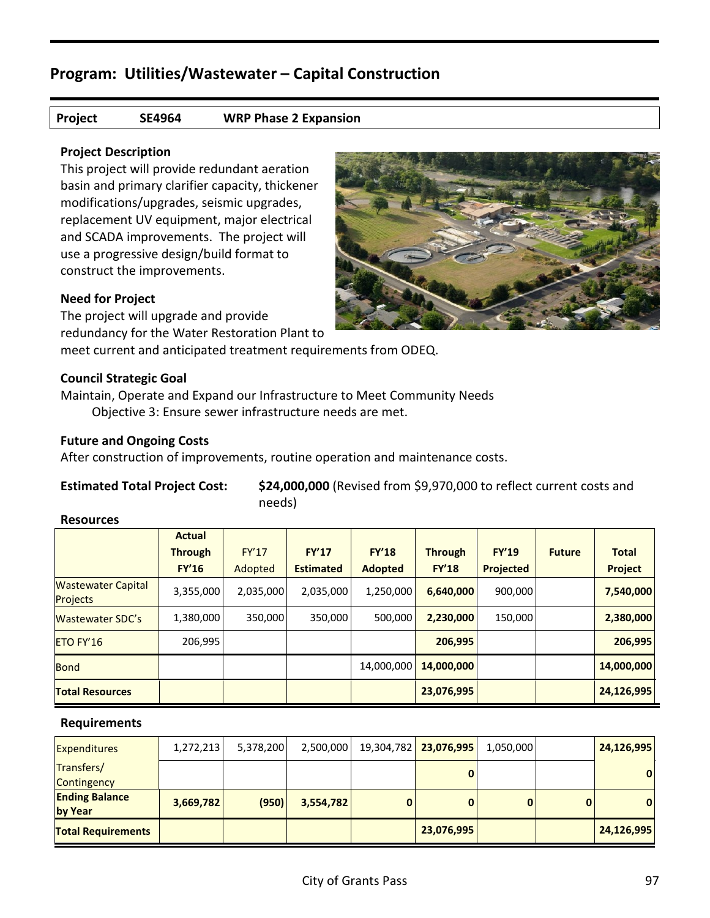## Program: Utilities/Wastewater – Capital Construction

| Project | SE4964 | WRP Phase 2 Expansion |
|---|---|---|

**Project Description**
This project will provide redundant aeration basin and primary clarifier capacity, thickener modifications/upgrades, seismic upgrades, replacement UV equipment, major electrical and SCADA improvements. The project will use a progressive design/build format to construct the improvements.

**Need for Project**
The project will upgrade and provide redundancy for the Water Restoration Plant to meet current and anticipated treatment requirements from ODEQ.

**Council Strategic Goal**
Maintain, Operate and Expand our Infrastructure to Meet Community Needs
Objective 3: Ensure sewer infrastructure needs are met.

**Future and Ongoing Costs**
After construction of improvements, routine operation and maintenance costs.

**Estimated Total Project Cost:** **$24,000,000** (Revised from $9,970,000 to reflect current costs and needs)

**Resources**

| | Actual Through FY'16 | FY'17 Adopted | FY'17 Estimated | FY'18 Adopted | Through FY'18 | FY'19 Projected | Future | Total Project |
|---|---|---|---|---|---|---|---|---|
| Wastewater Capital Projects | 3,355,000 | 2,035,000 | 2,035,000 | 1,250,000 | **6,640,000** | 900,000 | | **7,540,000** |
| Wastewater SDC's | 1,380,000 | 350,000 | 350,000 | 500,000 | **2,230,000** | 150,000 | | **2,380,000** |
| ETO FY'16 | 206,995 | | | | **206,995** | | | **206,995** |
| Bond | | | | 14,000,000 | **14,000,000** | | | **14,000,000** |
| **Total Resources** | | | | | **23,076,995** | | | **24,126,995** |

**Requirements**

| | Actual Through FY'16 | FY'17 Adopted | FY'17 Estimated | FY'18 Adopted | Through FY'18 | FY'19 Projected | Future | Total Project |
|---|---|---|---|---|---|---|---|---|
| Expenditures | 1,272,213 | 5,378,200 | 2,500,000 | 19,304,782 | **23,076,995** | 1,050,000 | | **24,126,995** |
| Transfers/ Contingency | | | | | **0** | | | **0** |
| **Ending Balance by Year** | **3,669,782** | **(950)** | **3,554,782** | **0** | **0** | **0** | **0** | **0** |
| **Total Requirements** | | | | | **23,076,995** | | | **24,126,995** |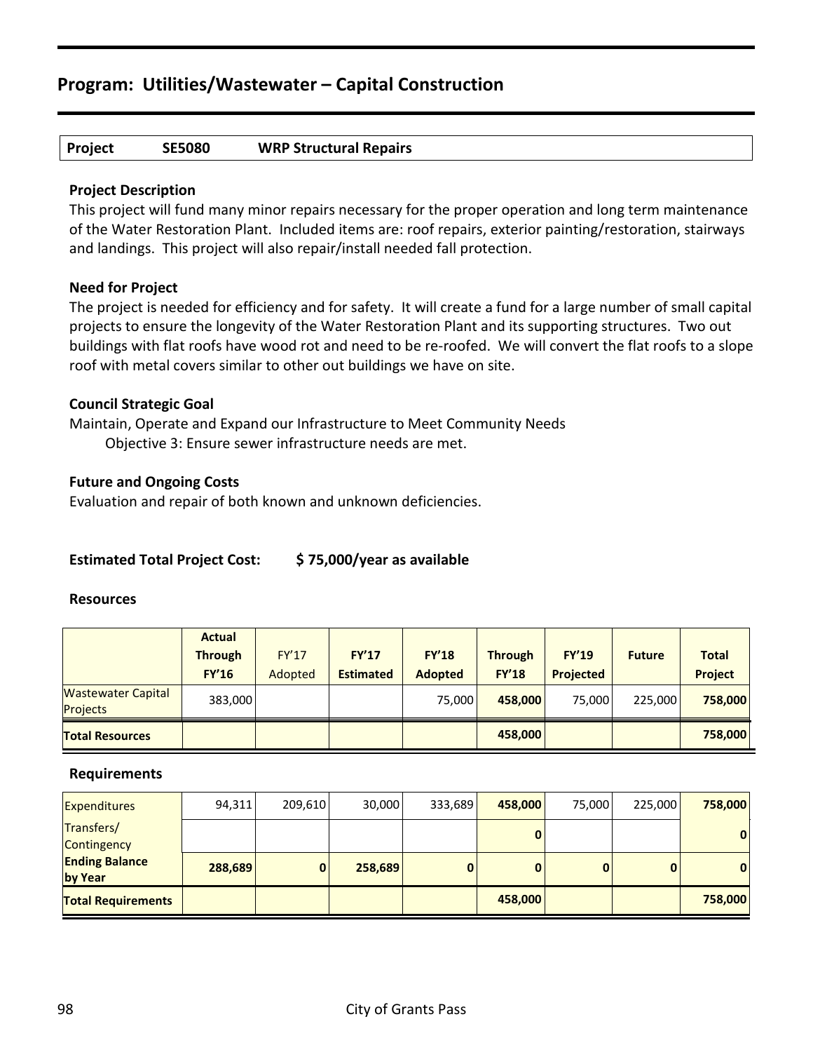# Program: Utilities/Wastewater – Capital Construction

| Project | SE5080 | WRP Structural Repairs |
|---|---|---|

### Project Description

This project will fund many minor repairs necessary for the proper operation and long term maintenance of the Water Restoration Plant. Included items are: roof repairs, exterior painting/restoration, stairways and landings. This project will also repair/install needed fall protection.

### Need for Project

The project is needed for efficiency and for safety. It will create a fund for a large number of small capital projects to ensure the longevity of the Water Restoration Plant and its supporting structures. Two out buildings with flat roofs have wood rot and need to be re-roofed. We will convert the flat roofs to a slope roof with metal covers similar to other out buildings we have on site.

### Council Strategic Goal

Maintain, Operate and Expand our Infrastructure to Meet Community Needs

Objective 3: Ensure sewer infrastructure needs are met.

### Future and Ongoing Costs

Evaluation and repair of both known and unknown deficiencies.

**Estimated Total Project Cost: $ 75,000/year as available**

### Resources

| | Actual Through FY'16 | FY'17 Adopted | FY'17 Estimated | FY'18 Adopted | Through FY'18 | FY'19 Projected | Future | Total Project |
|---|---|---|---|---|---|---|---|---|
| Wastewater Capital Projects | 383,000 | | | 75,000 | **458,000** | 75,000 | 225,000 | **758,000** |
| **Total Resources** | | | | | **458,000** | | | **758,000** |

### Requirements

| | Actual Through FY'16 | FY'17 Adopted | FY'17 Estimated | FY'18 Adopted | Through FY'18 | FY'19 Projected | Future | Total Project |
|---|---|---|---|---|---|---|---|---|
| Expenditures | 94,311 | 209,610 | 30,000 | 333,689 | **458,000** | 75,000 | 225,000 | **758,000** |
| Transfers/ Contingency | | | | | **0** | | | **0** |
| **Ending Balance by Year** | **288,689** | **0** | **258,689** | **0** | **0** | **0** | **0** | **0** |
| **Total Requirements** | | | | | **458,000** | | | **758,000** |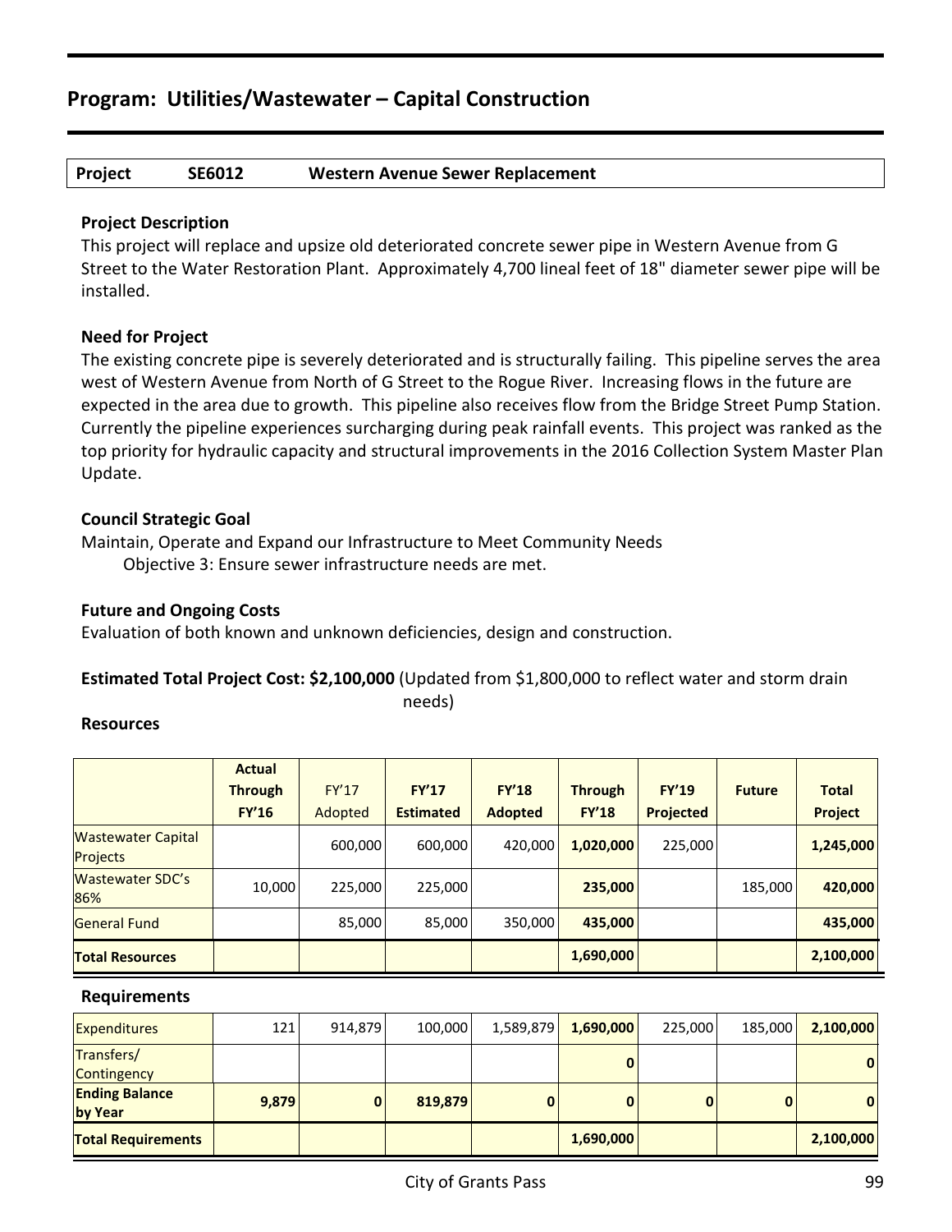## Program: Utilities/Wastewater – Capital Construction

| Project | SE6012 | Western Avenue Sewer Replacement |
|---|---|---|

### Project Description

This project will replace and upsize old deteriorated concrete sewer pipe in Western Avenue from G Street to the Water Restoration Plant. Approximately 4,700 lineal feet of 18" diameter sewer pipe will be installed.

### Need for Project

The existing concrete pipe is severely deteriorated and is structurally failing. This pipeline serves the area west of Western Avenue from North of G Street to the Rogue River. Increasing flows in the future are expected in the area due to growth. This pipeline also receives flow from the Bridge Street Pump Station. Currently the pipeline experiences surcharging during peak rainfall events. This project was ranked as the top priority for hydraulic capacity and structural improvements in the 2016 Collection System Master Plan Update.

### Council Strategic Goal

Maintain, Operate and Expand our Infrastructure to Meet Community Needs
Objective 3: Ensure sewer infrastructure needs are met.

### Future and Ongoing Costs

Evaluation of both known and unknown deficiencies, design and construction.

**Estimated Total Project Cost: $2,100,000** (Updated from $1,800,000 to reflect water and storm drain needs)

### Resources

| | Actual Through FY'16 | FY'17 Adopted | FY'17 Estimated | FY'18 Adopted | Through FY'18 | FY'19 Projected | Future | Total Project |
|---|---|---|---|---|---|---|---|---|
| Wastewater Capital Projects | | 600,000 | 600,000 | 420,000 | **1,020,000** | 225,000 | | **1,245,000** |
| Wastewater SDC's 86% | 10,000 | 225,000 | 225,000 | | **235,000** | | 185,000 | **420,000** |
| General Fund | | 85,000 | 85,000 | 350,000 | **435,000** | | | **435,000** |
| **Total Resources** | | | | | **1,690,000** | | | **2,100,000** |

### Requirements

| | Actual Through FY'16 | FY'17 Adopted | FY'17 Estimated | FY'18 Adopted | Through FY'18 | FY'19 Projected | Future | Total Project |
|---|---|---|---|---|---|---|---|---|
| Expenditures | 121 | 914,879 | 100,000 | 1,589,879 | **1,690,000** | 225,000 | 185,000 | **2,100,000** |
| Transfers/ Contingency | | | | | **0** | | | **0** |
| **Ending Balance by Year** | **9,879** | **0** | **819,879** | **0** | **0** | **0** | **0** | **0** |
| **Total Requirements** | | | | | **1,690,000** | | | **2,100,000** |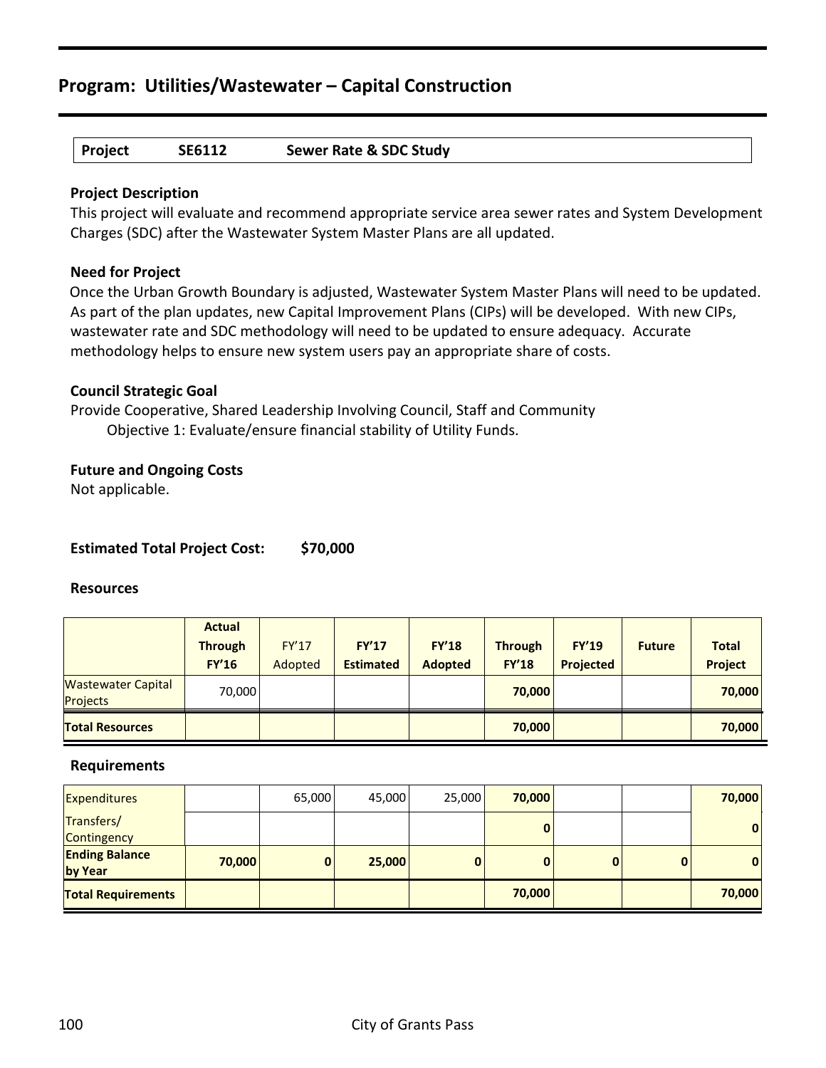## Program: Utilities/Wastewater – Capital Construction

| Project | SE6112 | Sewer Rate & SDC Study |
|---|---|---|

**Project Description**

This project will evaluate and recommend appropriate service area sewer rates and System Development Charges (SDC) after the Wastewater System Master Plans are all updated.

**Need for Project**

Once the Urban Growth Boundary is adjusted, Wastewater System Master Plans will need to be updated. As part of the plan updates, new Capital Improvement Plans (CIPs) will be developed. With new CIPs, wastewater rate and SDC methodology will need to be updated to ensure adequacy. Accurate methodology helps to ensure new system users pay an appropriate share of costs.

**Council Strategic Goal**

Provide Cooperative, Shared Leadership Involving Council, Staff and Community

Objective 1: Evaluate/ensure financial stability of Utility Funds.

**Future and Ongoing Costs**

Not applicable.

**Estimated Total Project Cost: $70,000**

**Resources**

| | Actual Through FY'16 | FY'17 Adopted | FY'17 Estimated | FY'18 Adopted | Through FY'18 | FY'19 Projected | Future | Total Project |
|---|---|---|---|---|---|---|---|---|
| Wastewater Capital Projects | 70,000 | | | | 70,000 | | | 70,000 |
| Total Resources | | | | | 70,000 | | | 70,000 |

**Requirements**

| | Actual Through FY'16 | FY'17 Adopted | FY'17 Estimated | FY'18 Adopted | Through FY'18 | FY'19 Projected | Future | Total Project |
|---|---|---|---|---|---|---|---|---|
| Expenditures | | 65,000 | 45,000 | 25,000 | 70,000 | | | 70,000 |
| Transfers/ Contingency | | | | | 0 | | | 0 |
| Ending Balance by Year | 70,000 | 0 | 25,000 | 0 | 0 | 0 | 0 | 0 |
| Total Requirements | | | | | 70,000 | | | 70,000 |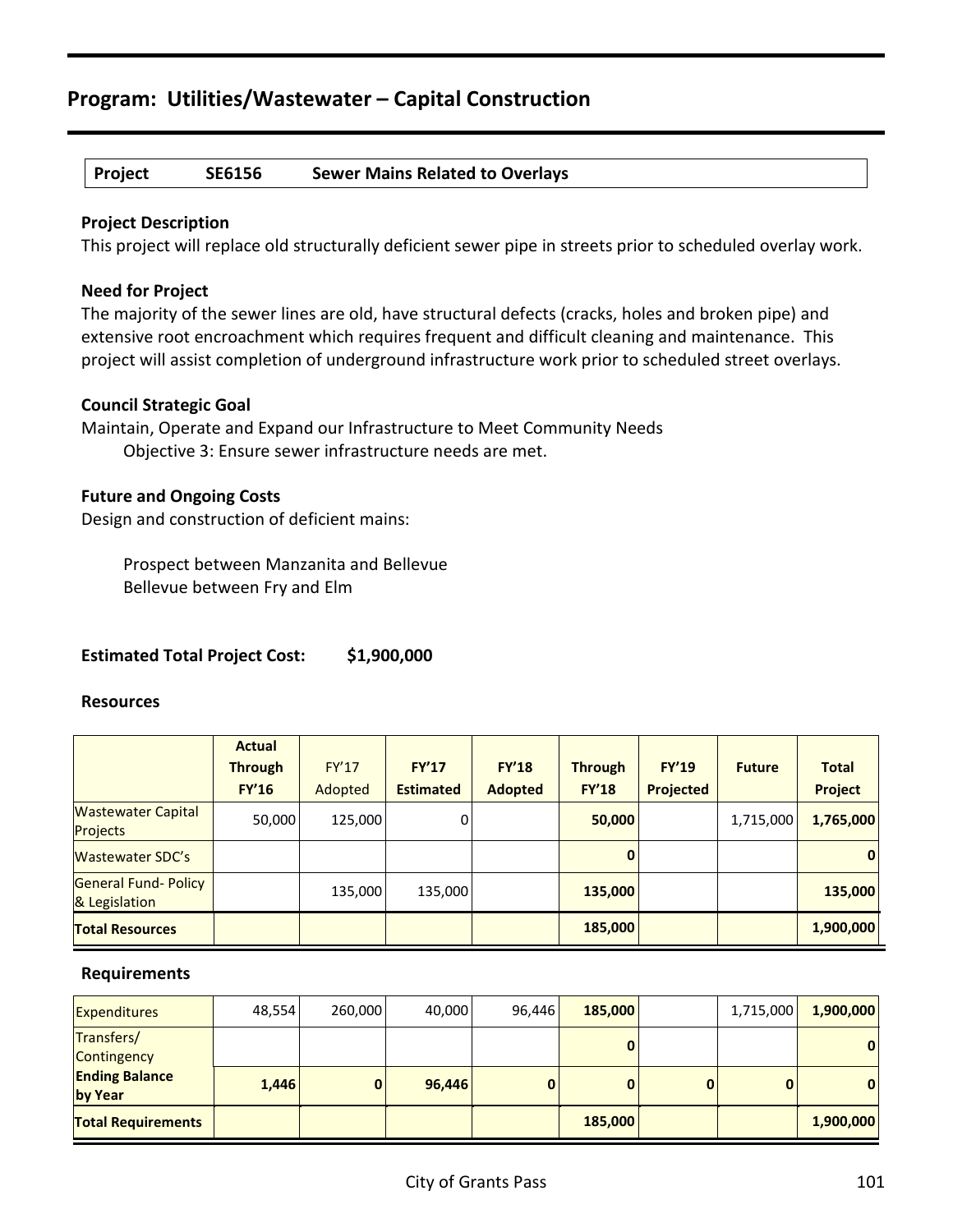## Program: Utilities/Wastewater – Capital Construction

| Project | SE6156 | Sewer Mains Related to Overlays |
|---|---|---|

### Project Description

This project will replace old structurally deficient sewer pipe in streets prior to scheduled overlay work.

### Need for Project

The majority of the sewer lines are old, have structural defects (cracks, holes and broken pipe) and extensive root encroachment which requires frequent and difficult cleaning and maintenance. This project will assist completion of underground infrastructure work prior to scheduled street overlays.

### Council Strategic Goal

Maintain, Operate and Expand our Infrastructure to Meet Community Needs

Objective 3: Ensure sewer infrastructure needs are met.

### Future and Ongoing Costs

Design and construction of deficient mains:

Prospect between Manzanita and Bellevue
Bellevue between Fry and Elm

**Estimated Total Project Cost: $1,900,000**

### Resources

| | Actual Through FY'16 | FY'17 Adopted | FY'17 Estimated | FY'18 Adopted | Through FY'18 | FY'19 Projected | Future | Total Project |
|---|---|---|---|---|---|---|---|---|
| Wastewater Capital Projects | 50,000 | 125,000 | 0 | | **50,000** | | 1,715,000 | **1,765,000** |
| Wastewater SDC's | | | | | **0** | | | **0** |
| General Fund- Policy & Legislation | | 135,000 | 135,000 | | **135,000** | | | **135,000** |
| **Total Resources** | | | | | **185,000** | | | **1,900,000** |

### Requirements

| | | | | | | | | |
|---|---|---|---|---|---|---|---|---|
| Expenditures | 48,554 | 260,000 | 40,000 | 96,446 | **185,000** | | 1,715,000 | **1,900,000** |
| Transfers/ Contingency | | | | | **0** | | | **0** |
| **Ending Balance by Year** | **1,446** | **0** | **96,446** | **0** | **0** | **0** | **0** | **0** |
| **Total Requirements** | | | | | **185,000** | | | **1,900,000** |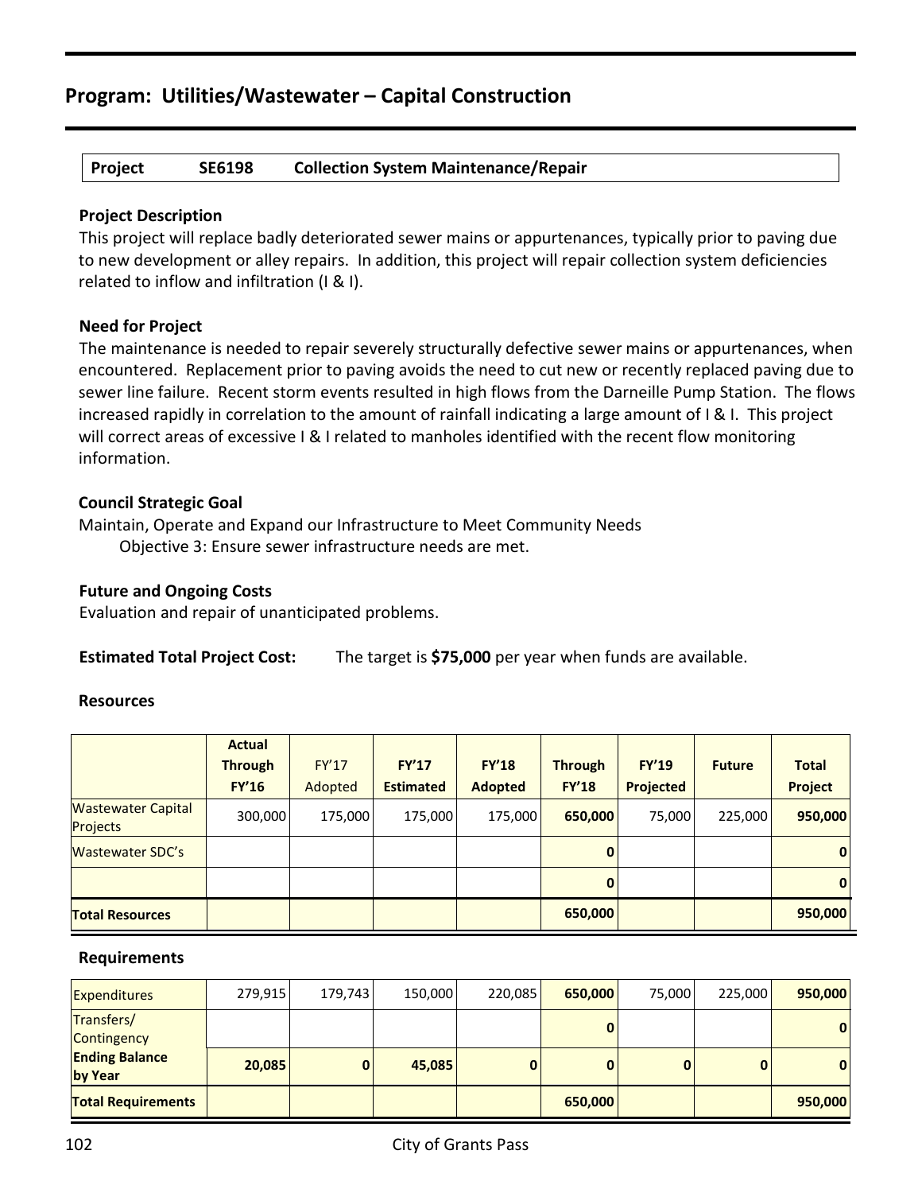## Program: Utilities/Wastewater – Capital Construction

**Project SE6198 Collection System Maintenance/Repair**

**Project Description**

This project will replace badly deteriorated sewer mains or appurtenances, typically prior to paving due to new development or alley repairs. In addition, this project will repair collection system deficiencies related to inflow and infiltration (I & I).

**Need for Project**

The maintenance is needed to repair severely structurally defective sewer mains or appurtenances, when encountered. Replacement prior to paving avoids the need to cut new or recently replaced paving due to sewer line failure. Recent storm events resulted in high flows from the Darneille Pump Station. The flows increased rapidly in correlation to the amount of rainfall indicating a large amount of I & I. This project will correct areas of excessive I & I related to manholes identified with the recent flow monitoring information.

**Council Strategic Goal**

Maintain, Operate and Expand our Infrastructure to Meet Community Needs

Objective 3: Ensure sewer infrastructure needs are met.

**Future and Ongoing Costs**

Evaluation and repair of unanticipated problems.

**Estimated Total Project Cost:** The target is **$75,000** per year when funds are available.

**Resources**

| | Actual Through FY'16 | FY'17 Adopted | FY'17 Estimated | FY'18 Adopted | Through FY'18 | FY'19 Projected | Future | Total Project |
|---|---|---|---|---|---|---|---|---|
| Wastewater Capital Projects | 300,000 | 175,000 | 175,000 | 175,000 | **650,000** | 75,000 | 225,000 | **950,000** |
| Wastewater SDC's | | | | | **0** | | | **0** |
| | | | | | **0** | | | **0** |
| **Total Resources** | | | | | **650,000** | | | **950,000** |

**Requirements**

| | Actual Through FY'16 | FY'17 Adopted | FY'17 Estimated | FY'18 Adopted | Through FY'18 | FY'19 Projected | Future | Total Project |
|---|---|---|---|---|---|---|---|---|
| Expenditures | 279,915 | 179,743 | 150,000 | 220,085 | **650,000** | 75,000 | 225,000 | **950,000** |
| Transfers/ Contingency | | | | | **0** | | | **0** |
| **Ending Balance by Year** | **20,085** | **0** | **45,085** | **0** | **0** | **0** | **0** | **0** |
| **Total Requirements** | | | | | **650,000** | | | **950,000** |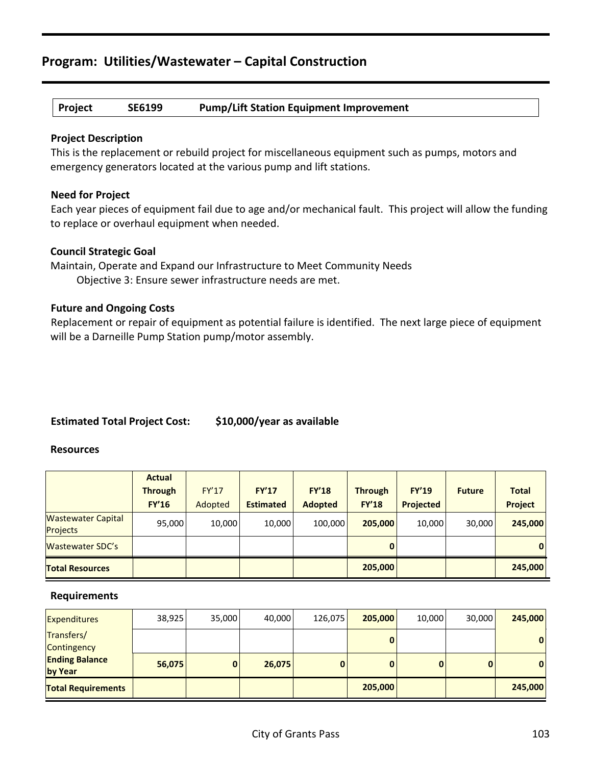## Program: Utilities/Wastewater – Capital Construction

| Project | SE6199 | Pump/Lift Station Equipment Improvement |
|---|---|---|

### Project Description

This is the replacement or rebuild project for miscellaneous equipment such as pumps, motors and emergency generators located at the various pump and lift stations.

### Need for Project

Each year pieces of equipment fail due to age and/or mechanical fault. This project will allow the funding to replace or overhaul equipment when needed.

### Council Strategic Goal

Maintain, Operate and Expand our Infrastructure to Meet Community Needs

Objective 3: Ensure sewer infrastructure needs are met.

### Future and Ongoing Costs

Replacement or repair of equipment as potential failure is identified. The next large piece of equipment will be a Darneille Pump Station pump/motor assembly.

**Estimated Total Project Cost: $10,000/year as available**

### Resources

| | Actual Through FY'16 | FY'17 Adopted | FY'17 Estimated | FY'18 Adopted | Through FY'18 | FY'19 Projected | Future | Total Project |
|---|---|---|---|---|---|---|---|---|
| Wastewater Capital Projects | 95,000 | 10,000 | 10,000 | 100,000 | **205,000** | 10,000 | 30,000 | **245,000** |
| Wastewater SDC's | | | | | **0** | | | **0** |
| **Total Resources** | | | | | **205,000** | | | **245,000** |

### Requirements

| | Actual Through FY'16 | FY'17 Adopted | FY'17 Estimated | FY'18 Adopted | Through FY'18 | FY'19 Projected | Future | Total Project |
|---|---|---|---|---|---|---|---|---|
| Expenditures | 38,925 | 35,000 | 40,000 | 126,075 | **205,000** | 10,000 | 30,000 | **245,000** |
| Transfers/ Contingency | | | | | **0** | | | **0** |
| **Ending Balance by Year** | **56,075** | **0** | **26,075** | **0** | **0** | **0** | **0** | **0** |
| **Total Requirements** | | | | | **205,000** | | | **245,000** |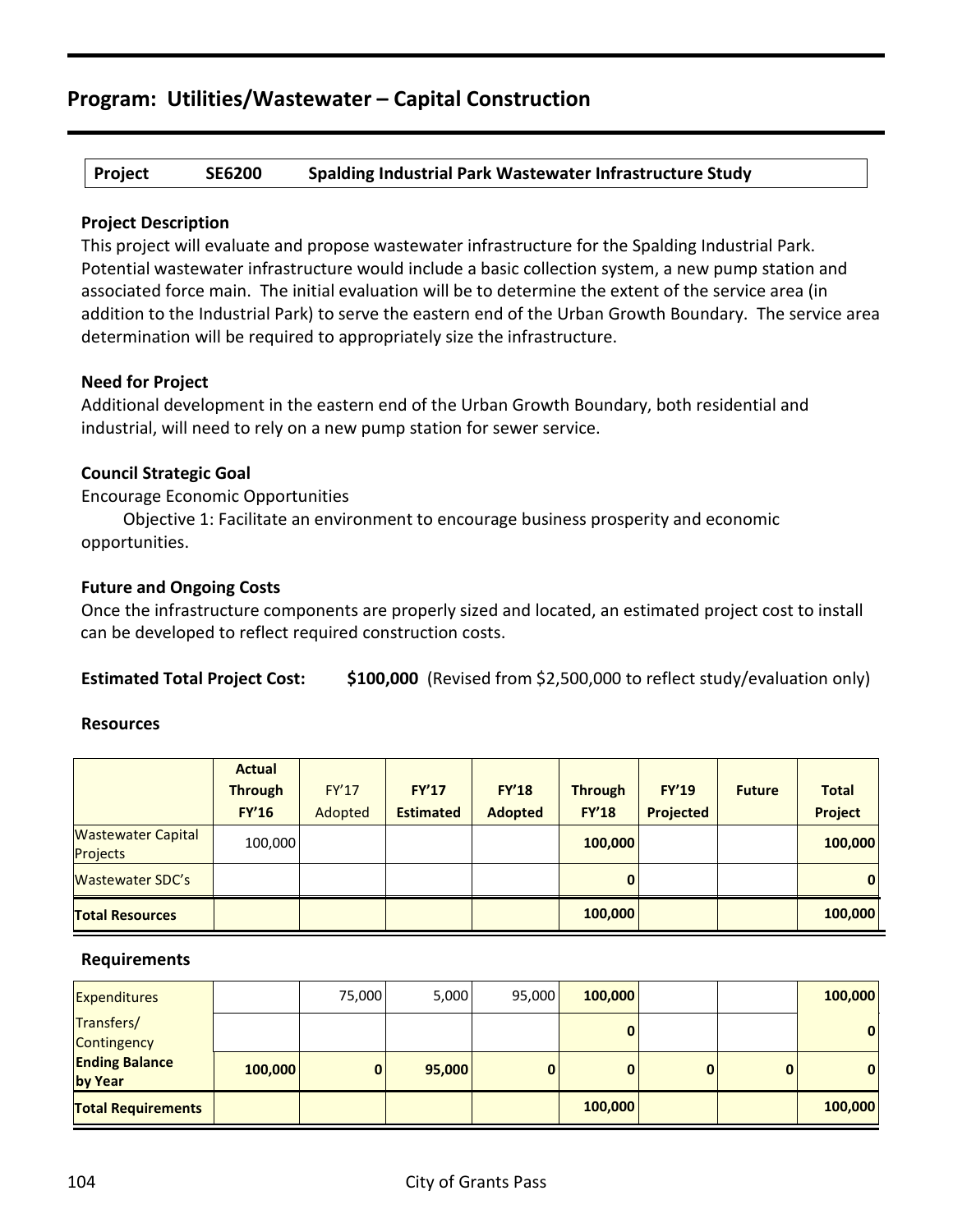## Program: Utilities/Wastewater – Capital Construction

| Project | SE6200 | Spalding Industrial Park Wastewater Infrastructure Study |
|---|---|---|

**Project Description**

This project will evaluate and propose wastewater infrastructure for the Spalding Industrial Park. Potential wastewater infrastructure would include a basic collection system, a new pump station and associated force main. The initial evaluation will be to determine the extent of the service area (in addition to the Industrial Park) to serve the eastern end of the Urban Growth Boundary. The service area determination will be required to appropriately size the infrastructure.

**Need for Project**

Additional development in the eastern end of the Urban Growth Boundary, both residential and industrial, will need to rely on a new pump station for sewer service.

**Council Strategic Goal**

Encourage Economic Opportunities

Objective 1: Facilitate an environment to encourage business prosperity and economic opportunities.

**Future and Ongoing Costs**

Once the infrastructure components are properly sized and located, an estimated project cost to install can be developed to reflect required construction costs.

**Estimated Total Project Cost:** **$100,000** (Revised from $2,500,000 to reflect study/evaluation only)

**Resources**

| | Actual Through FY'16 | FY'17 Adopted | FY'17 Estimated | FY'18 Adopted | Through FY'18 | FY'19 Projected | Future | Total Project |
|---|---|---|---|---|---|---|---|---|
| Wastewater Capital Projects | 100,000 | | | | **100,000** | | | **100,000** |
| Wastewater SDC's | | | | | **0** | | | **0** |
| **Total Resources** | | | | | **100,000** | | | **100,000** |

**Requirements**

| | Actual Through FY'16 | FY'17 Adopted | FY'17 Estimated | FY'18 Adopted | Through FY'18 | FY'19 Projected | Future | Total Project |
|---|---|---|---|---|---|---|---|---|
| Expenditures | | 75,000 | 5,000 | 95,000 | **100,000** | | | **100,000** |
| Transfers/ Contingency | | | | | **0** | | | **0** |
| **Ending Balance by Year** | **100,000** | **0** | **95,000** | **0** | **0** | **0** | **0** | **0** |
| **Total Requirements** | | | | | **100,000** | | | **100,000** |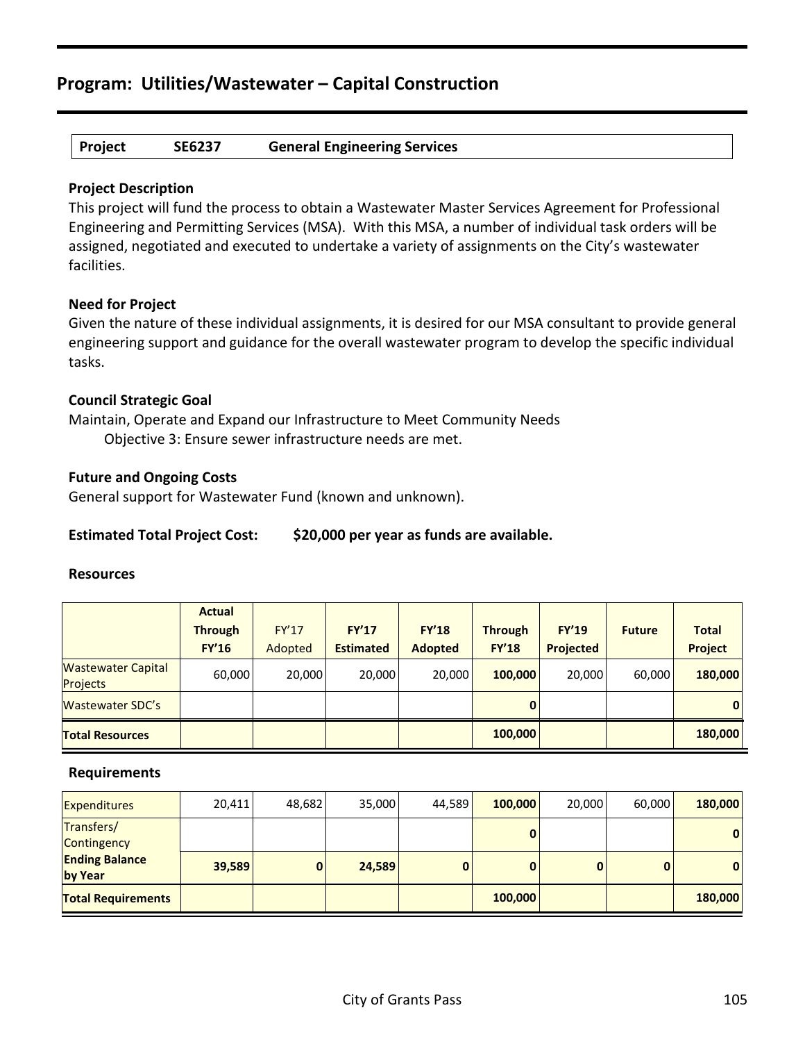# Program: Utilities/Wastewater – Capital Construction

| Project | SE6237 | General Engineering Services |
|---|---|---|

### Project Description

This project will fund the process to obtain a Wastewater Master Services Agreement for Professional Engineering and Permitting Services (MSA). With this MSA, a number of individual task orders will be assigned, negotiated and executed to undertake a variety of assignments on the City's wastewater facilities.

### Need for Project

Given the nature of these individual assignments, it is desired for our MSA consultant to provide general engineering support and guidance for the overall wastewater program to develop the specific individual tasks.

### Council Strategic Goal

Maintain, Operate and Expand our Infrastructure to Meet Community Needs

Objective 3: Ensure sewer infrastructure needs are met.

### Future and Ongoing Costs

General support for Wastewater Fund (known and unknown).

**Estimated Total Project Cost: $20,000 per year as funds are available.**

### Resources

| | Actual Through FY'16 | FY'17 Adopted | FY'17 Estimated | FY'18 Adopted | Through FY'18 | FY'19 Projected | Future | Total Project |
|---|---|---|---|---|---|---|---|---|
| Wastewater Capital Projects | 60,000 | 20,000 | 20,000 | 20,000 | **100,000** | 20,000 | 60,000 | **180,000** |
| Wastewater SDC's | | | | | **0** | | | **0** |
| **Total Resources** | | | | | **100,000** | | | **180,000** |

### Requirements

| | Actual Through FY'16 | FY'17 Adopted | FY'17 Estimated | FY'18 Adopted | Through FY'18 | FY'19 Projected | Future | Total Project |
|---|---|---|---|---|---|---|---|---|
| Expenditures | 20,411 | 48,682 | 35,000 | 44,589 | **100,000** | 20,000 | 60,000 | **180,000** |
| Transfers/ Contingency | | | | | **0** | | | **0** |
| **Ending Balance by Year** | **39,589** | **0** | **24,589** | **0** | **0** | **0** | **0** | **0** |
| **Total Requirements** | | | | | **100,000** | | | **180,000** |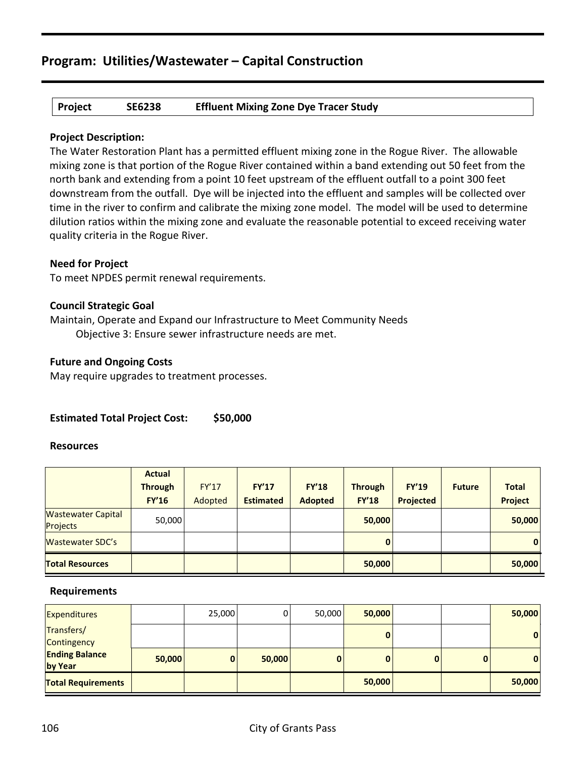## Program: Utilities/Wastewater – Capital Construction

| Project | SE6238 | Effluent Mixing Zone Dye Tracer Study |
|---|---|---|

**Project Description:**

The Water Restoration Plant has a permitted effluent mixing zone in the Rogue River. The allowable mixing zone is that portion of the Rogue River contained within a band extending out 50 feet from the north bank and extending from a point 10 feet upstream of the effluent outfall to a point 300 feet downstream from the outfall. Dye will be injected into the effluent and samples will be collected over time in the river to confirm and calibrate the mixing zone model. The model will be used to determine dilution ratios within the mixing zone and evaluate the reasonable potential to exceed receiving water quality criteria in the Rogue River.

**Need for Project**

To meet NPDES permit renewal requirements.

**Council Strategic Goal**

Maintain, Operate and Expand our Infrastructure to Meet Community Needs

Objective 3: Ensure sewer infrastructure needs are met.

**Future and Ongoing Costs**

May require upgrades to treatment processes.

**Estimated Total Project Cost: $50,000**

**Resources**

| | Actual Through FY'16 | FY'17 Adopted | FY'17 Estimated | FY'18 Adopted | Through FY'18 | FY'19 Projected | Future | Total Project |
|---|---|---|---|---|---|---|---|---|
| Wastewater Capital Projects | 50,000 | | | | **50,000** | | | **50,000** |
| Wastewater SDC's | | | | | **0** | | | **0** |
| **Total Resources** | | | | | **50,000** | | | **50,000** |

**Requirements**

| | Actual Through FY'16 | FY'17 Adopted | FY'17 Estimated | FY'18 Adopted | Through FY'18 | FY'19 Projected | Future | Total Project |
|---|---|---|---|---|---|---|---|---|
| Expenditures | | 25,000 | 0 | 50,000 | **50,000** | | | **50,000** |
| Transfers/ Contingency | | | | | **0** | | | **0** |
| **Ending Balance by Year** | **50,000** | **0** | **50,000** | **0** | **0** | **0** | **0** | **0** |
| **Total Requirements** | | | | | **50,000** | | | **50,000** |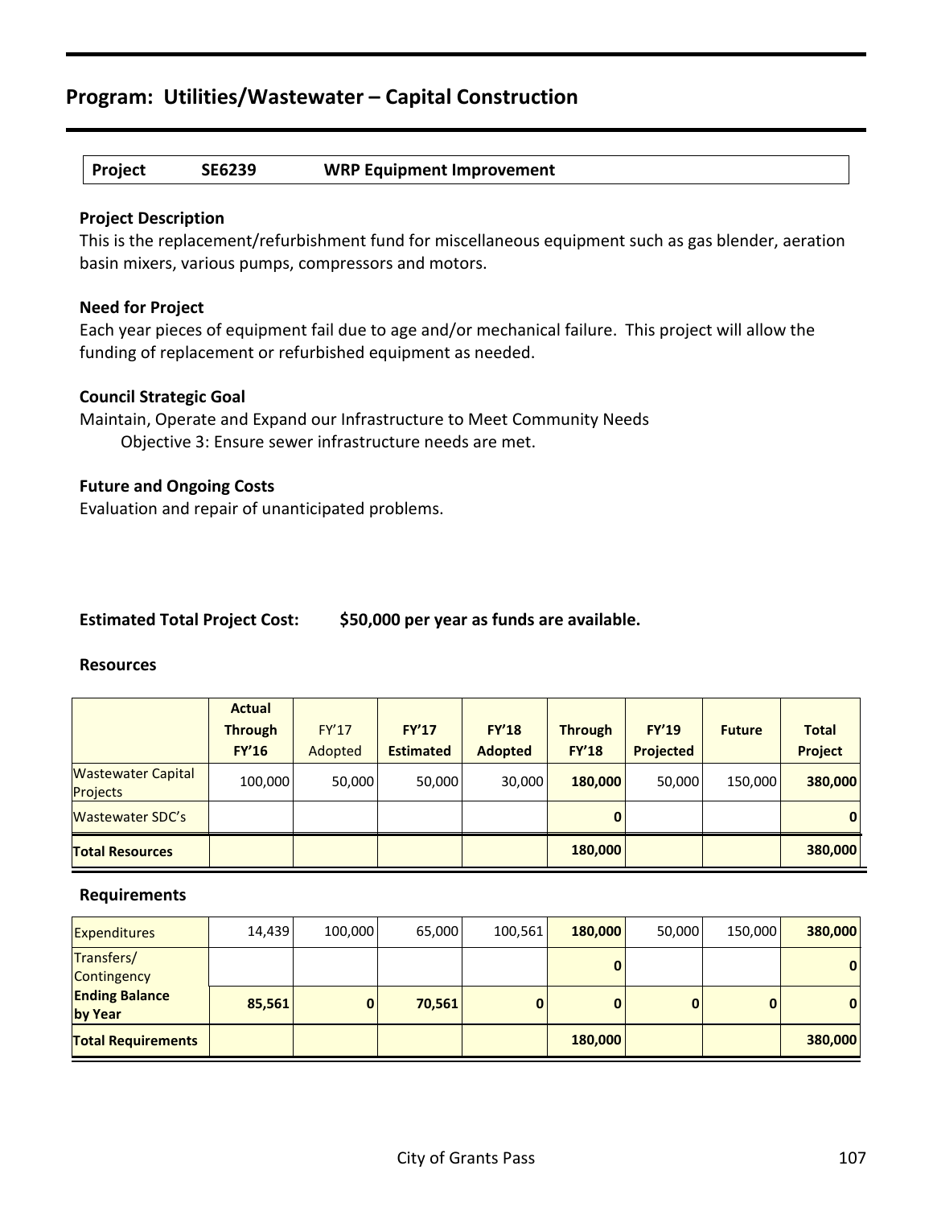## Program: Utilities/Wastewater – Capital Construction

| Project | SE6239 | WRP Equipment Improvement |
|---|---|---|

**Project Description**

This is the replacement/refurbishment fund for miscellaneous equipment such as gas blender, aeration basin mixers, various pumps, compressors and motors.

**Need for Project**

Each year pieces of equipment fail due to age and/or mechanical failure. This project will allow the funding of replacement or refurbished equipment as needed.

**Council Strategic Goal**

Maintain, Operate and Expand our Infrastructure to Meet Community Needs

Objective 3: Ensure sewer infrastructure needs are met.

**Future and Ongoing Costs**

Evaluation and repair of unanticipated problems.

**Estimated Total Project Cost: $50,000 per year as funds are available.**

**Resources**

| | Actual Through FY'16 | FY'17 Adopted | FY'17 Estimated | FY'18 Adopted | Through FY'18 | FY'19 Projected | Future | Total Project |
|---|---|---|---|---|---|---|---|---|
| Wastewater Capital Projects | 100,000 | 50,000 | 50,000 | 30,000 | **180,000** | 50,000 | 150,000 | **380,000** |
| Wastewater SDC's | | | | | **0** | | | **0** |
| **Total Resources** | | | | | **180,000** | | | **380,000** |

**Requirements**

| | Actual Through FY'16 | FY'17 Adopted | FY'17 Estimated | FY'18 Adopted | Through FY'18 | FY'19 Projected | Future | Total Project |
|---|---|---|---|---|---|---|---|---|
| Expenditures | 14,439 | 100,000 | 65,000 | 100,561 | **180,000** | 50,000 | 150,000 | **380,000** |
| Transfers/ Contingency | | | | | **0** | | | **0** |
| **Ending Balance by Year** | **85,561** | **0** | **70,561** | **0** | **0** | **0** | **0** | **0** |
| **Total Requirements** | | | | | **180,000** | | | **380,000** |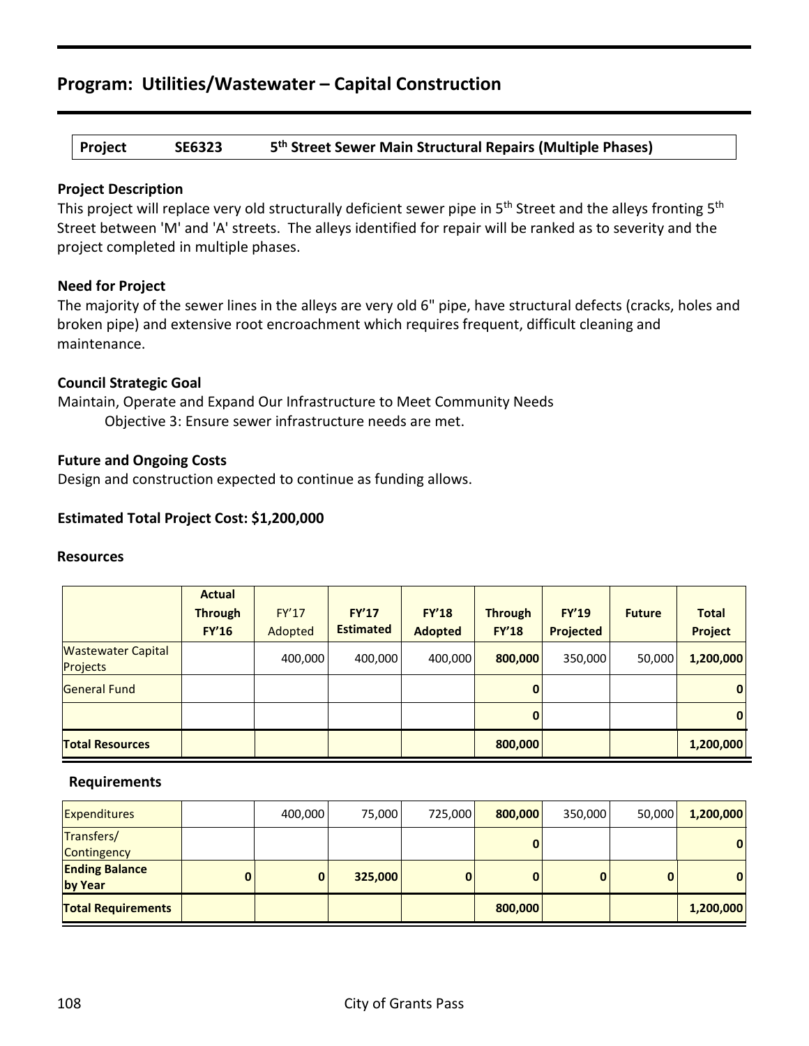## Program: Utilities/Wastewater – Capital Construction

| Project | SE6323 | 5th Street Sewer Main Structural Repairs (Multiple Phases) |
|---|---|---|

**Project Description**

This project will replace very old structurally deficient sewer pipe in 5th Street and the alleys fronting 5th Street between 'M' and 'A' streets. The alleys identified for repair will be ranked as to severity and the project completed in multiple phases.

**Need for Project**

The majority of the sewer lines in the alleys are very old 6" pipe, have structural defects (cracks, holes and broken pipe) and extensive root encroachment which requires frequent, difficult cleaning and maintenance.

**Council Strategic Goal**

Maintain, Operate and Expand Our Infrastructure to Meet Community Needs

Objective 3: Ensure sewer infrastructure needs are met.

**Future and Ongoing Costs**

Design and construction expected to continue as funding allows.

**Estimated Total Project Cost: $1,200,000**

**Resources**

| | Actual Through FY'16 | FY'17 Adopted | FY'17 Estimated | FY'18 Adopted | Through FY'18 | FY'19 Projected | Future | Total Project |
|---|---|---|---|---|---|---|---|---|
| Wastewater Capital Projects | | 400,000 | 400,000 | 400,000 | **800,000** | 350,000 | 50,000 | **1,200,000** |
| General Fund | | | | | **0** | | | **0** |
| | | | | | **0** | | | **0** |
| **Total Resources** | | | | | **800,000** | | | **1,200,000** |

**Requirements**

| | Actual Through FY'16 | FY'17 Adopted | FY'17 Estimated | FY'18 Adopted | Through FY'18 | FY'19 Projected | Future | Total Project |
|---|---|---|---|---|---|---|---|---|
| Expenditures | | 400,000 | 75,000 | 725,000 | **800,000** | 350,000 | 50,000 | **1,200,000** |
| Transfers/ Contingency | | | | | **0** | | | **0** |
| **Ending Balance by Year** | **0** | **0** | **325,000** | **0** | **0** | **0** | **0** | **0** |
| **Total Requirements** | | | | | **800,000** | | | **1,200,000** |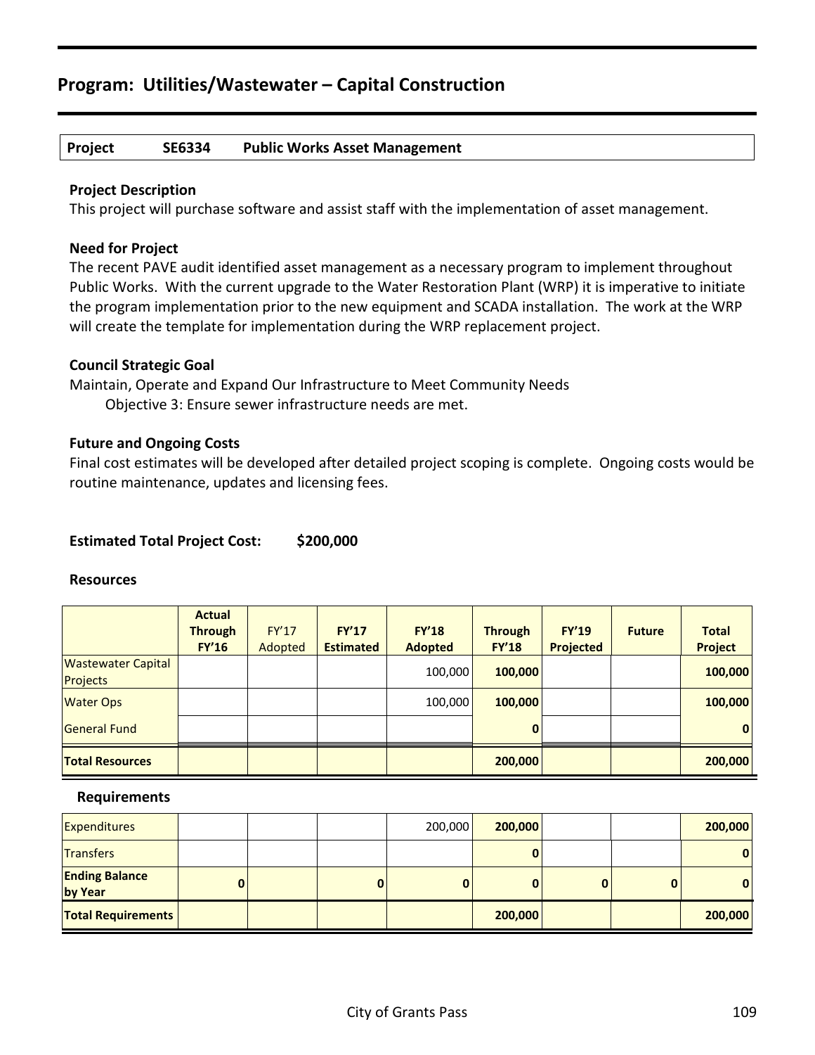## Program: Utilities/Wastewater – Capital Construction

| Project | SE6334 | Public Works Asset Management |
|---|---|---|

### Project Description

This project will purchase software and assist staff with the implementation of asset management.

### Need for Project

The recent PAVE audit identified asset management as a necessary program to implement throughout Public Works. With the current upgrade to the Water Restoration Plant (WRP) it is imperative to initiate the program implementation prior to the new equipment and SCADA installation. The work at the WRP will create the template for implementation during the WRP replacement project.

### Council Strategic Goal

Maintain, Operate and Expand Our Infrastructure to Meet Community Needs

Objective 3: Ensure sewer infrastructure needs are met.

### Future and Ongoing Costs

Final cost estimates will be developed after detailed project scoping is complete. Ongoing costs would be routine maintenance, updates and licensing fees.

**Estimated Total Project Cost: $200,000**

### Resources

| | Actual Through FY'16 | FY'17 Adopted | FY'17 Estimated | FY'18 Adopted | Through FY'18 | FY'19 Projected | Future | Total Project |
|---|---|---|---|---|---|---|---|---|
| Wastewater Capital Projects | | | | 100,000 | **100,000** | | | **100,000** |
| Water Ops | | | | 100,000 | **100,000** | | | **100,000** |
| General Fund | | | | | **0** | | | **0** |
| **Total Resources** | | | | | **200,000** | | | **200,000** |

### Requirements

| | Actual Through FY'16 | FY'17 Adopted | FY'17 Estimated | FY'18 Adopted | Through FY'18 | FY'19 Projected | Future | Total Project |
|---|---|---|---|---|---|---|---|---|
| Expenditures | | | | 200,000 | **200,000** | | | **200,000** |
| Transfers | | | | | **0** | | | **0** |
| **Ending Balance by Year** | **0** | | **0** | **0** | **0** | **0** | **0** | **0** |
| **Total Requirements** | | | | | **200,000** | | | **200,000** |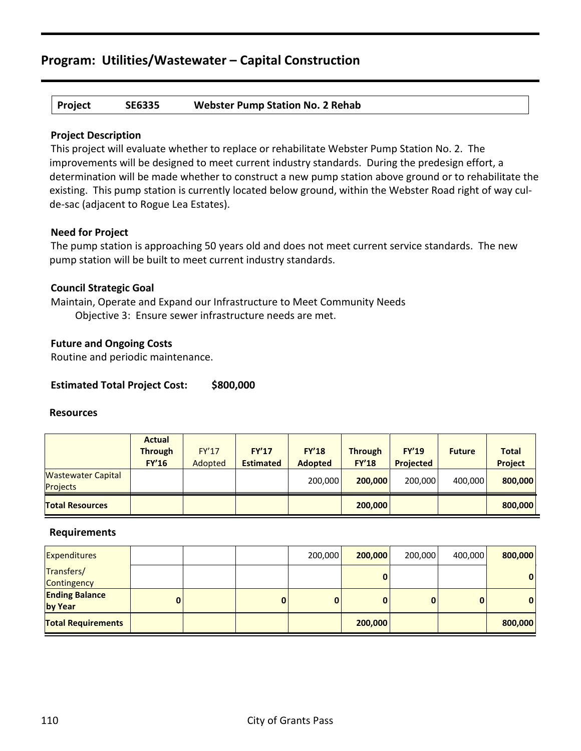## Program: Utilities/Wastewater – Capital Construction

| Project | SE6335 | Webster Pump Station No. 2 Rehab |
|---|---|---|

**Project Description**

This project will evaluate whether to replace or rehabilitate Webster Pump Station No. 2. The improvements will be designed to meet current industry standards. During the predesign effort, a determination will be made whether to construct a new pump station above ground or to rehabilitate the existing. This pump station is currently located below ground, within the Webster Road right of way cul-de-sac (adjacent to Rogue Lea Estates).

**Need for Project**

The pump station is approaching 50 years old and does not meet current service standards. The new pump station will be built to meet current industry standards.

**Council Strategic Goal**

Maintain, Operate and Expand our Infrastructure to Meet Community Needs
Objective 3: Ensure sewer infrastructure needs are met.

**Future and Ongoing Costs**

Routine and periodic maintenance.

**Estimated Total Project Cost: $800,000**

**Resources**

| | Actual Through FY'16 | FY'17 Adopted | FY'17 Estimated | FY'18 Adopted | Through FY'18 | FY'19 Projected | Future | Total Project |
|---|---|---|---|---|---|---|---|---|
| Wastewater Capital Projects | | | | 200,000 | **200,000** | 200,000 | 400,000 | **800,000** |
| **Total Resources** | | | | | **200,000** | | | **800,000** |

**Requirements**

| | Actual Through FY'16 | FY'17 Adopted | FY'17 Estimated | FY'18 Adopted | Through FY'18 | FY'19 Projected | Future | Total Project |
|---|---|---|---|---|---|---|---|---|
| Expenditures | | | | 200,000 | **200,000** | 200,000 | 400,000 | **800,000** |
| Transfers/ Contingency | | | | | **0** | | | **0** |
| **Ending Balance by Year** | **0** | | **0** | **0** | **0** | **0** | **0** | **0** |
| **Total Requirements** | | | | | **200,000** | | | **800,000** |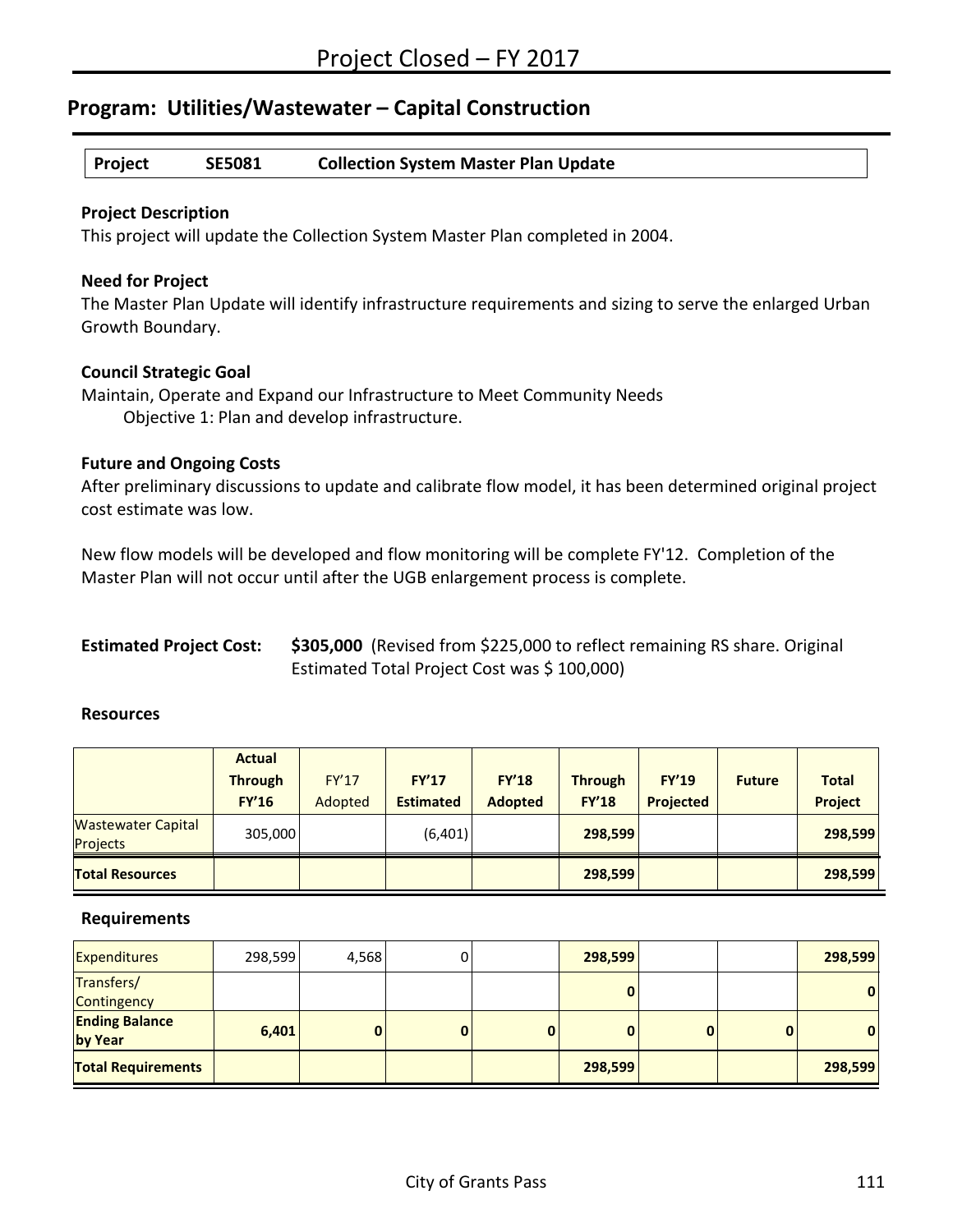# Project Closed – FY 2017

## Program: Utilities/Wastewater – Capital Construction

| Project | SE5081 | Collection System Master Plan Update |
|---|---|---|

**Project Description**
This project will update the Collection System Master Plan completed in 2004.

**Need for Project**
The Master Plan Update will identify infrastructure requirements and sizing to serve the enlarged Urban Growth Boundary.

**Council Strategic Goal**
Maintain, Operate and Expand our Infrastructure to Meet Community Needs
Objective 1: Plan and develop infrastructure.

**Future and Ongoing Costs**
After preliminary discussions to update and calibrate flow model, it has been determined original project cost estimate was low.

New flow models will be developed and flow monitoring will be complete FY'12. Completion of the Master Plan will not occur until after the UGB enlargement process is complete.

**Estimated Project Cost:** **$305,000** (Revised from $225,000 to reflect remaining RS share. Original Estimated Total Project Cost was $ 100,000)

**Resources**

| | Actual Through FY'16 | FY'17 Adopted | FY'17 Estimated | FY'18 Adopted | Through FY'18 | FY'19 Projected | Future | Total Project |
|---|---|---|---|---|---|---|---|---|
| Wastewater Capital Projects | 305,000 | | (6,401) | | **298,599** | | | **298,599** |
| **Total Resources** | | | | | **298,599** | | | **298,599** |

**Requirements**

| | Actual Through FY'16 | FY'17 Adopted | FY'17 Estimated | FY'18 Adopted | Through FY'18 | FY'19 Projected | Future | Total Project |
|---|---|---|---|---|---|---|---|---|
| Expenditures | 298,599 | 4,568 | 0 | | **298,599** | | | **298,599** |
| Transfers/ Contingency | | | | | **0** | | | **0** |
| **Ending Balance by Year** | **6,401** | **0** | **0** | **0** | **0** | **0** | **0** | **0** |
| **Total Requirements** | | | | | **298,599** | | | **298,599** |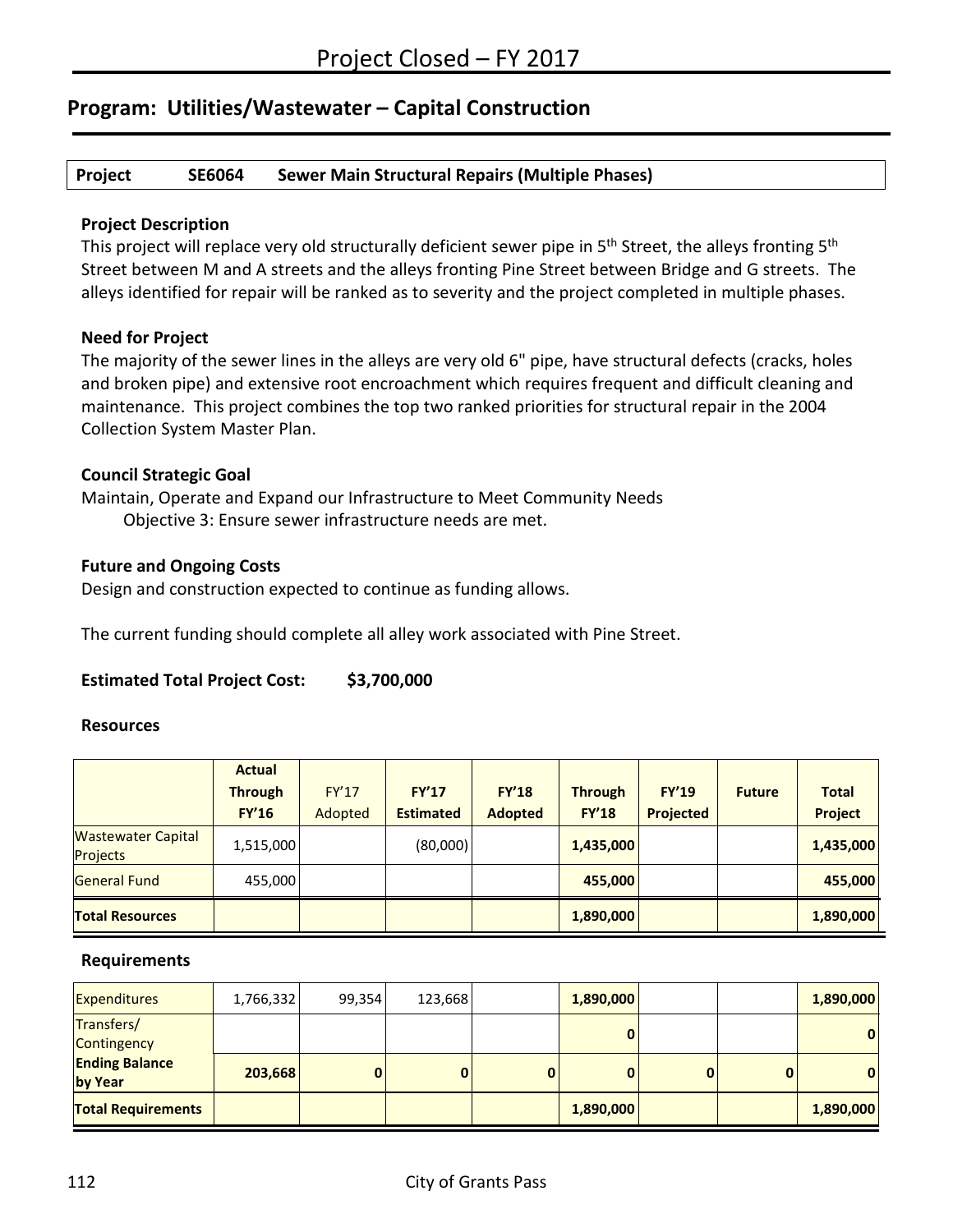# Project Closed – FY 2017

## Program: Utilities/Wastewater – Capital Construction

| Project | SE6064 | Sewer Main Structural Repairs (Multiple Phases) |
|---|---|---|

### Project Description

This project will replace very old structurally deficient sewer pipe in 5th Street, the alleys fronting 5th Street between M and A streets and the alleys fronting Pine Street between Bridge and G streets. The alleys identified for repair will be ranked as to severity and the project completed in multiple phases.

### Need for Project

The majority of the sewer lines in the alleys are very old 6" pipe, have structural defects (cracks, holes and broken pipe) and extensive root encroachment which requires frequent and difficult cleaning and maintenance. This project combines the top two ranked priorities for structural repair in the 2004 Collection System Master Plan.

### Council Strategic Goal

Maintain, Operate and Expand our Infrastructure to Meet Community Needs
Objective 3: Ensure sewer infrastructure needs are met.

### Future and Ongoing Costs

Design and construction expected to continue as funding allows.

The current funding should complete all alley work associated with Pine Street.

**Estimated Total Project Cost: $3,700,000**

### Resources

| | Actual Through FY'16 | FY'17 Adopted | FY'17 Estimated | FY'18 Adopted | Through FY'18 | FY'19 Projected | Future | Total Project |
|---|---|---|---|---|---|---|---|---|
| Wastewater Capital Projects | 1,515,000 | | (80,000) | | **1,435,000** | | | **1,435,000** |
| General Fund | 455,000 | | | | **455,000** | | | **455,000** |
| **Total Resources** | | | | | **1,890,000** | | | **1,890,000** |

### Requirements

| | Actual Through FY'16 | FY'17 Adopted | FY'17 Estimated | FY'18 Adopted | Through FY'18 | FY'19 Projected | Future | Total Project |
|---|---|---|---|---|---|---|---|---|
| Expenditures | 1,766,332 | 99,354 | 123,668 | | **1,890,000** | | | **1,890,000** |
| Transfers/ Contingency | | | | | **0** | | | **0** |
| **Ending Balance by Year** | **203,668** | **0** | **0** | **0** | **0** | **0** | **0** | **0** |
| **Total Requirements** | | | | | **1,890,000** | | | **1,890,000** |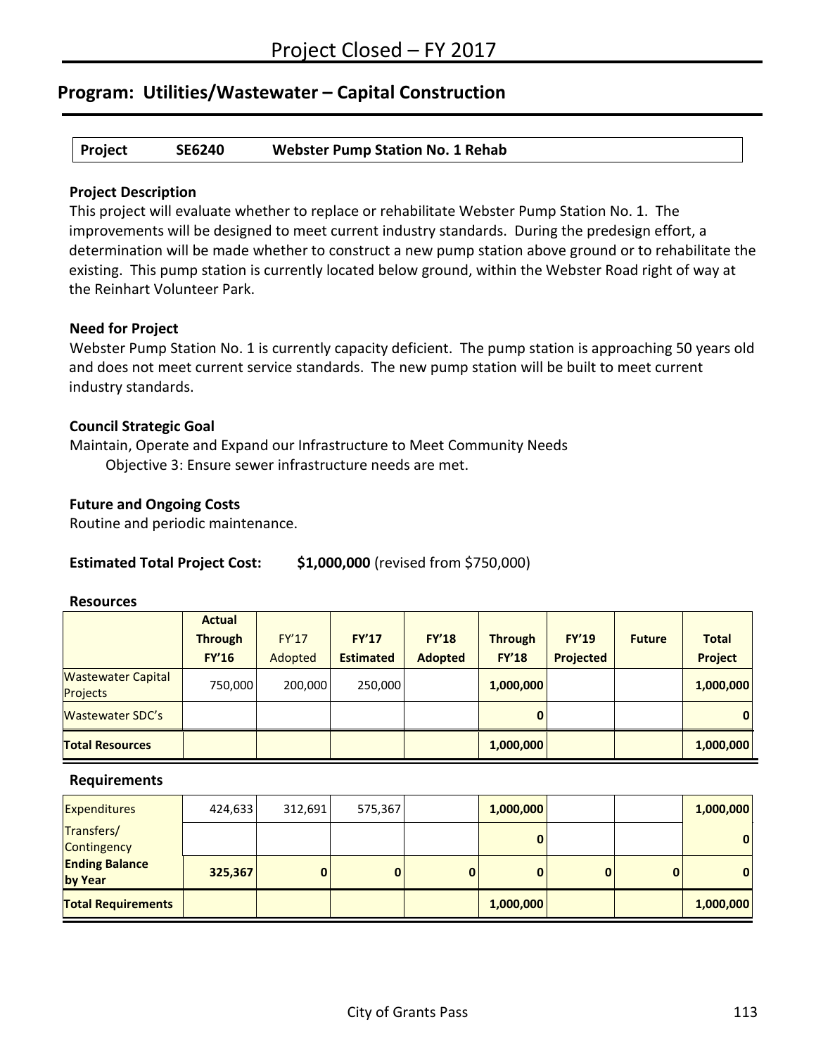# Project Closed – FY 2017

## Program: Utilities/Wastewater – Capital Construction

| Project | SE6240 | Webster Pump Station No. 1 Rehab |
|---|---|---|

**Project Description**

This project will evaluate whether to replace or rehabilitate Webster Pump Station No. 1. The improvements will be designed to meet current industry standards. During the predesign effort, a determination will be made whether to construct a new pump station above ground or to rehabilitate the existing. This pump station is currently located below ground, within the Webster Road right of way at the Reinhart Volunteer Park.

**Need for Project**

Webster Pump Station No. 1 is currently capacity deficient. The pump station is approaching 50 years old and does not meet current service standards. The new pump station will be built to meet current industry standards.

**Council Strategic Goal**

Maintain, Operate and Expand our Infrastructure to Meet Community Needs

Objective 3: Ensure sewer infrastructure needs are met.

**Future and Ongoing Costs**

Routine and periodic maintenance.

**Estimated Total Project Cost:** **$1,000,000** (revised from $750,000)

**Resources**

| | Actual Through FY'16 | FY'17 Adopted | FY'17 Estimated | FY'18 Adopted | Through FY'18 | FY'19 Projected | Future | Total Project |
|---|---|---|---|---|---|---|---|---|
| Wastewater Capital Projects | 750,000 | 200,000 | 250,000 | | **1,000,000** | | | **1,000,000** |
| Wastewater SDC's | | | | | **0** | | | **0** |
| **Total Resources** | | | | | **1,000,000** | | | **1,000,000** |

**Requirements**

| | Actual Through FY'16 | FY'17 Adopted | FY'17 Estimated | FY'18 Adopted | Through FY'18 | FY'19 Projected | Future | Total Project |
|---|---|---|---|---|---|---|---|---|
| Expenditures | 424,633 | 312,691 | 575,367 | | **1,000,000** | | | **1,000,000** |
| Transfers/ Contingency | | | | | **0** | | | **0** |
| **Ending Balance by Year** | **325,367** | **0** | **0** | **0** | **0** | **0** | **0** | **0** |
| **Total Requirements** | | | | | **1,000,000** | | | **1,000,000** |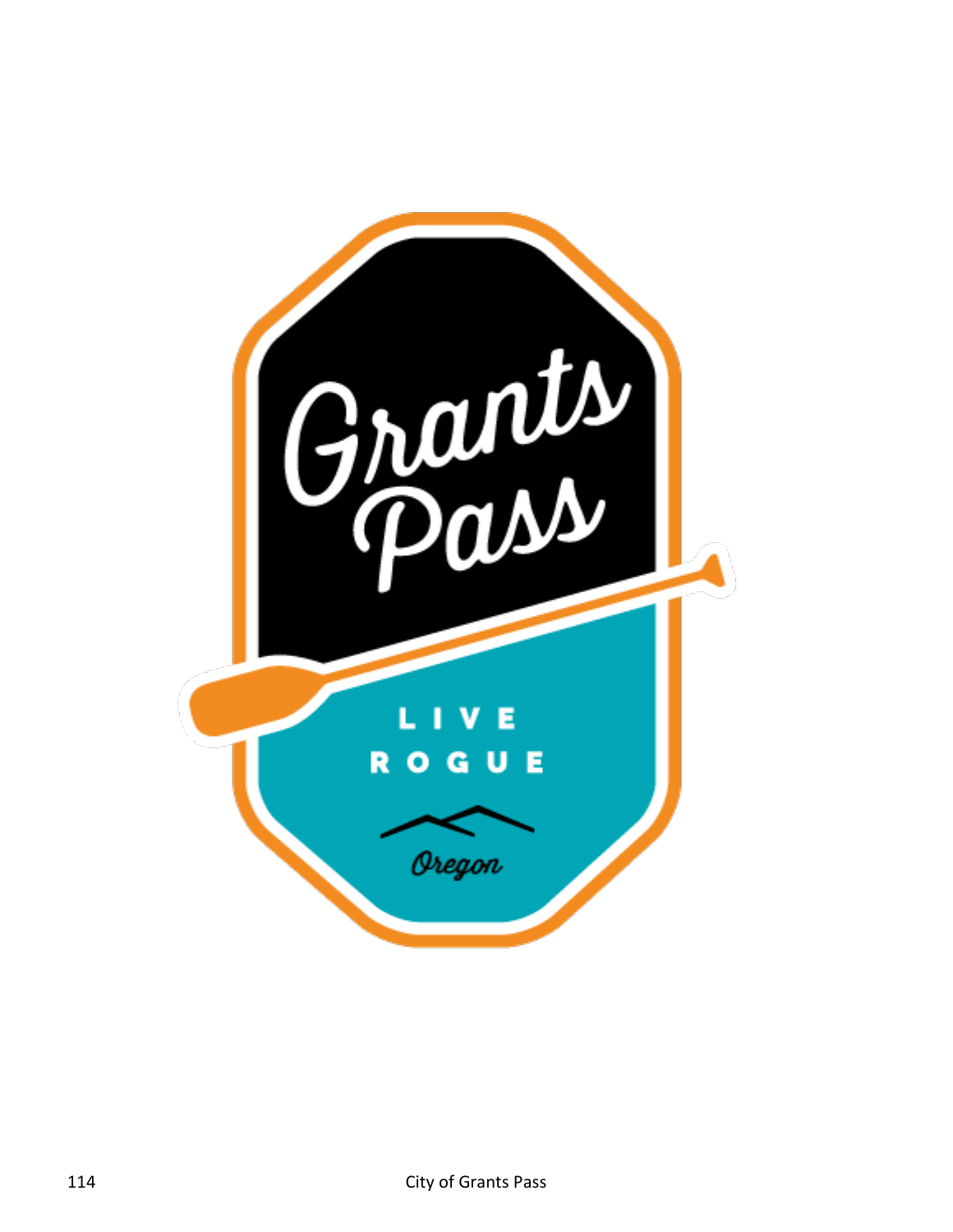Grants Pass

LIVE

ROGUE

Oregon